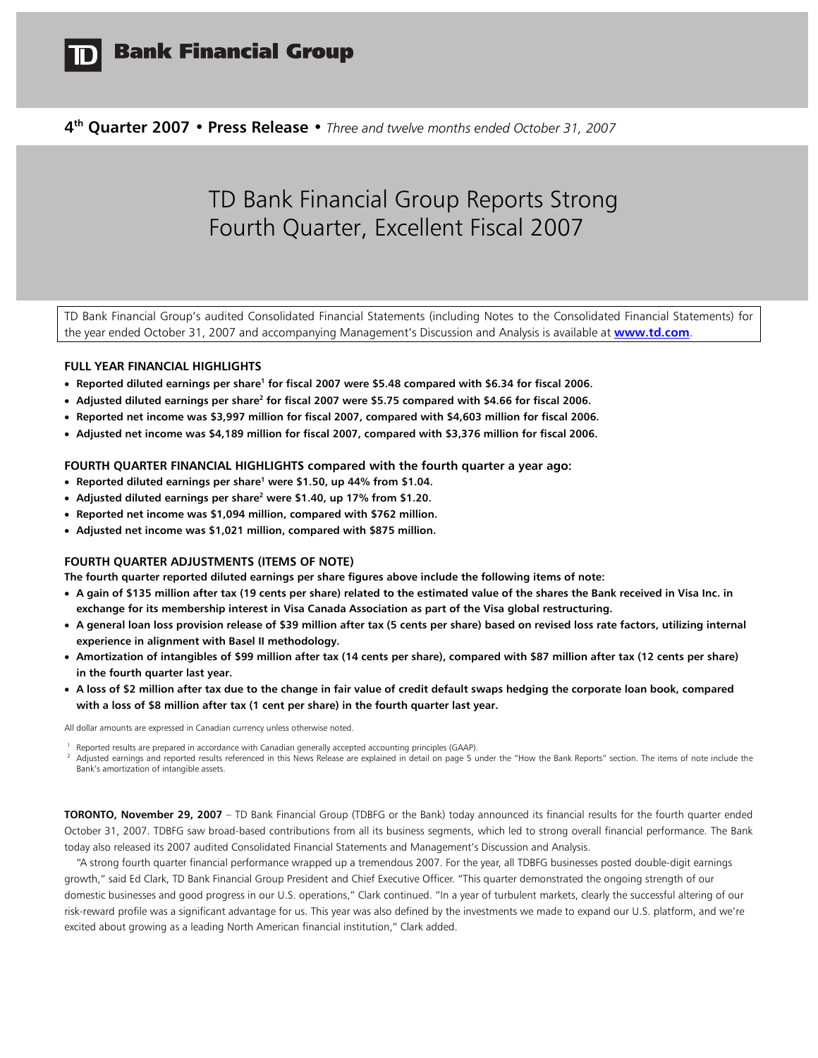**TD Bank Financial Group**

**4th Quarter 2007 • Press Release •** *Three and twelve months ended October 31, 2007*

# TD Bank Financial Group Reports Strong Fourth Quarter, Excellent Fiscal 2007

TD Bank Financial Group's audited Consolidated Financial Statements (including Notes to the Consolidated Financial Statements) for the year ended October 31, 2007 and accompanying Management's Discussion and Analysis is available at **www.td.com**.

### FULL YEAR FINANCIAL HIGHLIGHTS

- **Reported diluted earnings per share[1] for fiscal 2007 were $5.48 compared with $6.34 for fiscal 2006.**
- **Adjusted diluted earnings per share[2] for fiscal 2007 were $5.75 compared with $4.66 for fiscal 2006.**
- **Reported net income was $3,997 million for fiscal 2007, compared with $4,603 million for fiscal 2006.**
- **Adjusted net income was $4,189 million for fiscal 2007, compared with $3,376 million for fiscal 2006.**

### FOURTH QUARTER FINANCIAL HIGHLIGHTS compared with the fourth quarter a year ago:

- **Reported diluted earnings per share[1] were $1.50, up 44% from $1.04.**
- **Adjusted diluted earnings per share[2] were $1.40, up 17% from $1.20.**
- **Reported net income was $1,094 million, compared with $762 million.**
- **Adjusted net income was $1,021 million, compared with $875 million.**

### FOURTH QUARTER ADJUSTMENTS (ITEMS OF NOTE)

**The fourth quarter reported diluted earnings per share figures above include the following items of note:**

- **A gain of $135 million after tax (19 cents per share) related to the estimated value of the shares the Bank received in Visa Inc. in exchange for its membership interest in Visa Canada Association as part of the Visa global restructuring.**
- **A general loan loss provision release of $39 million after tax (5 cents per share) based on revised loss rate factors, utilizing internal experience in alignment with Basel II methodology.**
- **Amortization of intangibles of $99 million after tax (14 cents per share), compared with $87 million after tax (12 cents per share) in the fourth quarter last year.**
- **A loss of $2 million after tax due to the change in fair value of credit default swaps hedging the corporate loan book, compared with a loss of $8 million after tax (1 cent per share) in the fourth quarter last year.**

All dollar amounts are expressed in Canadian currency unless otherwise noted.

[1] Reported results are prepared in accordance with Canadian generally accepted accounting principles (GAAP).
[2] Adjusted earnings and reported results referenced in this News Release are explained in detail on page 5 under the "How the Bank Reports" section. The items of note include the Bank's amortization of intangible assets.

**TORONTO, November 29, 2007** – TD Bank Financial Group (TDBFG or the Bank) today announced its financial results for the fourth quarter ended October 31, 2007. TDBFG saw broad-based contributions from all its business segments, which led to strong overall financial performance. The Bank today also released its 2007 audited Consolidated Financial Statements and Management's Discussion and Analysis.

"A strong fourth quarter financial performance wrapped up a tremendous 2007. For the year, all TDBFG businesses posted double-digit earnings growth," said Ed Clark, TD Bank Financial Group President and Chief Executive Officer. "This quarter demonstrated the ongoing strength of our domestic businesses and good progress in our U.S. operations," Clark continued. "In a year of turbulent markets, clearly the successful altering of our risk-reward profile was a significant advantage for us. This year was also defined by the investments we made to expand our U.S. platform, and we're excited about growing as a leading North American financial institution," Clark added.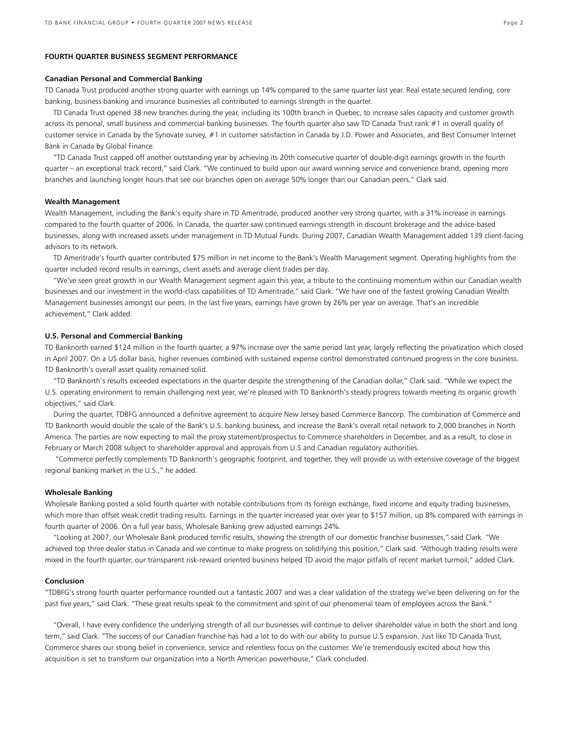## FOURTH QUARTER BUSINESS SEGMENT PERFORMANCE

### Canadian Personal and Commercial Banking

TD Canada Trust produced another strong quarter with earnings up 14% compared to the same quarter last year. Real estate secured lending, core banking, business banking and insurance businesses all contributed to earnings strength in the quarter.

TD Canada Trust opened 38 new branches during the year, including its 100th branch in Quebec, to increase sales capacity and customer growth across its personal, small business and commercial banking businesses. The fourth quarter also saw TD Canada Trust rank #1 in overall quality of customer service in Canada by the Synovate survey, #1 in customer satisfaction in Canada by J.D. Power and Associates, and Best Consumer Internet Bank in Canada by Global Finance.

"TD Canada Trust capped off another outstanding year by achieving its 20th consecutive quarter of double-digit earnings growth in the fourth quarter – an exceptional track record," said Clark. "We continued to build upon our award winning service and convenience brand, opening more branches and launching longer hours that see our branches open on average 50% longer than our Canadian peers," Clark said.

### Wealth Management

Wealth Management, including the Bank's equity share in TD Ameritrade, produced another very strong quarter, with a 31% increase in earnings compared to the fourth quarter of 2006. In Canada, the quarter saw continued earnings strength in discount brokerage and the advice-based businesses, along with increased assets under management in TD Mutual Funds. During 2007, Canadian Wealth Management added 139 client-facing advisors to its network.

TD Ameritrade's fourth quarter contributed $75 million in net income to the Bank's Wealth Management segment. Operating highlights from the quarter included record results in earnings, client assets and average client trades per day.

"We've seen great growth in our Wealth Management segment again this year, a tribute to the continuing momentum within our Canadian wealth businesses and our investment in the world-class capabilities of TD Ameritrade," said Clark. "We have one of the fastest growing Canadian Wealth Management businesses amongst our peers. In the last five years, earnings have grown by 26% per year on average. That's an incredible achievement," Clark added.

### U.S. Personal and Commercial Banking

TD Banknorth earned $124 million in the fourth quarter, a 97% increase over the same period last year, largely reflecting the privatization which closed in April 2007. On a US dollar basis, higher revenues combined with sustained expense control demonstrated continued progress in the core business. TD Banknorth's overall asset quality remained solid.

"TD Banknorth's results exceeded expectations in the quarter despite the strengthening of the Canadian dollar," Clark said. "While we expect the U.S. operating environment to remain challenging next year, we're pleased with TD Banknorth's steady progress towards meeting its organic growth objectives," said Clark.

During the quarter, TDBFG announced a definitive agreement to acquire New Jersey based Commerce Bancorp. The combination of Commerce and TD Banknorth would double the scale of the Bank's U.S. banking business, and increase the Bank's overall retail network to 2,000 branches in North America. The parties are now expecting to mail the proxy statement/prospectus to Commerce shareholders in December, and as a result, to close in February or March 2008 subject to shareholder approval and approvals from U.S and Canadian regulatory authorities.

"Commerce perfectly complements TD Banknorth's geographic footprint, and together, they will provide us with extensive coverage of the biggest regional banking market in the U.S.," he added.

### Wholesale Banking

Wholesale Banking posted a solid fourth quarter with notable contributions from its foreign exchange, fixed income and equity trading businesses, which more than offset weak credit trading results. Earnings in the quarter increased year over year to $157 million, up 8% compared with earnings in fourth quarter of 2006. On a full year basis, Wholesale Banking grew adjusted earnings 24%.

"Looking at 2007, our Wholesale Bank produced terrific results, showing the strength of our domestic franchise businesses," said Clark. "We achieved top three dealer status in Canada and we continue to make progress on solidifying this position," Clark said. "Although trading results were mixed in the fourth quarter, our transparent risk-reward oriented business helped TD avoid the major pitfalls of recent market turmoil," added Clark.

### Conclusion

"TDBFG's strong fourth quarter performance rounded out a fantastic 2007 and was a clear validation of the strategy we've been delivering on for the past five years," said Clark. "These great results speak to the commitment and spirit of our phenomenal team of employees across the Bank."

"Overall, I have every confidence the underlying strength of all our businesses will continue to deliver shareholder value in both the short and long term," said Clark. "The success of our Canadian franchise has had a lot to do with our ability to pursue U.S expansion. Just like TD Canada Trust, Commerce shares our strong belief in convenience, service and relentless focus on the customer. We're tremendously excited about how this acquisition is set to transform our organization into a North American powerhouse," Clark concluded.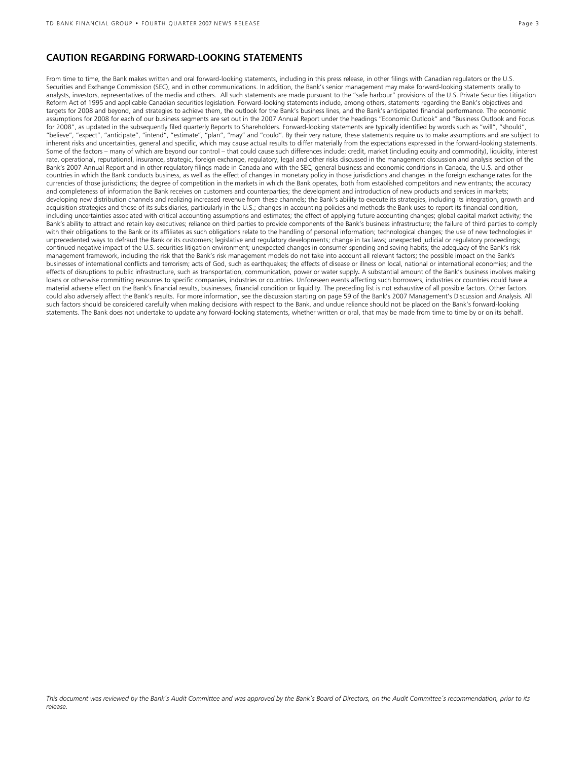## CAUTION REGARDING FORWARD-LOOKING STATEMENTS

From time to time, the Bank makes written and oral forward-looking statements, including in this press release, in other filings with Canadian regulators or the U.S. Securities and Exchange Commission (SEC), and in other communications. In addition, the Bank's senior management may make forward-looking statements orally to analysts, investors, representatives of the media and others. All such statements are made pursuant to the "safe harbour" provisions of the U.S. Private Securities Litigation Reform Act of 1995 and applicable Canadian securities legislation. Forward-looking statements include, among others, statements regarding the Bank's objectives and targets for 2008 and beyond, and strategies to achieve them, the outlook for the Bank's business lines, and the Bank's anticipated financial performance. The economic assumptions for 2008 for each of our business segments are set out in the 2007 Annual Report under the headings "Economic Outlook" and "Business Outlook and Focus for 2008", as updated in the subsequently filed quarterly Reports to Shareholders. Forward-looking statements are typically identified by words such as "will", "should", "believe", "expect", "anticipate", "intend", "estimate", "plan", "may" and "could". By their very nature, these statements require us to make assumptions and are subject to inherent risks and uncertainties, general and specific, which may cause actual results to differ materially from the expectations expressed in the forward-looking statements. Some of the factors – many of which are beyond our control – that could cause such differences include: credit, market (including equity and commodity), liquidity, interest rate, operational, reputational, insurance, strategic, foreign exchange, regulatory, legal and other risks discussed in the management discussion and analysis section of the Bank's 2007 Annual Report and in other regulatory filings made in Canada and with the SEC; general business and economic conditions in Canada, the U.S. and other countries in which the Bank conducts business, as well as the effect of changes in monetary policy in those jurisdictions and changes in the foreign exchange rates for the currencies of those jurisdictions; the degree of competition in the markets in which the Bank operates, both from established competitors and new entrants; the accuracy and completeness of information the Bank receives on customers and counterparties; the development and introduction of new products and services in markets; developing new distribution channels and realizing increased revenue from these channels; the Bank's ability to execute its strategies, including its integration, growth and acquisition strategies and those of its subsidiaries, particularly in the U.S.; changes in accounting policies and methods the Bank uses to report its financial condition, including uncertainties associated with critical accounting assumptions and estimates; the effect of applying future accounting changes; global capital market activity; the Bank's ability to attract and retain key executives; reliance on third parties to provide components of the Bank's business infrastructure; the failure of third parties to comply with their obligations to the Bank or its affiliates as such obligations relate to the handling of personal information; technological changes; the use of new technologies in unprecedented ways to defraud the Bank or its customers; legislative and regulatory developments; change in tax laws; unexpected judicial or regulatory proceedings; continued negative impact of the U.S. securities litigation environment; unexpected changes in consumer spending and saving habits; the adequacy of the Bank's risk management framework, including the risk that the Bank's risk management models do not take into account all relevant factors; the possible impact on the Bank's businesses of international conflicts and terrorism; acts of God, such as earthquakes; the effects of disease or illness on local, national or international economies; and the effects of disruptions to public infrastructure, such as transportation, communication, power or water supply**.** A substantial amount of the Bank's business involves making loans or otherwise committing resources to specific companies, industries or countries. Unforeseen events affecting such borrowers, industries or countries could have a material adverse effect on the Bank's financial results, businesses, financial condition or liquidity. The preceding list is not exhaustive of all possible factors. Other factors could also adversely affect the Bank's results. For more information, see the discussion starting on page 59 of the Bank's 2007 Management's Discussion and Analysis. All such factors should be considered carefully when making decisions with respect to the Bank, and undue reliance should not be placed on the Bank's forward-looking statements. The Bank does not undertake to update any forward-looking statements, whether written or oral, that may be made from time to time by or on its behalf.

*This document was reviewed by the Bank's Audit Committee and was approved by the Bank's Board of Directors, on the Audit Committee's recommendation, prior to its release.*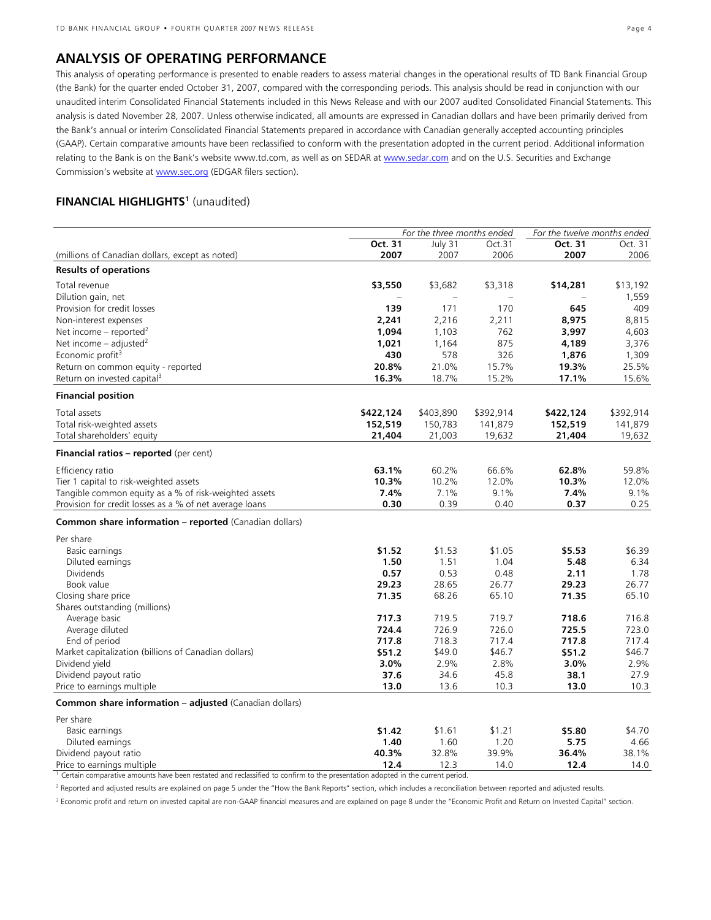## ANALYSIS OF OPERATING PERFORMANCE

This analysis of operating performance is presented to enable readers to assess material changes in the operational results of TD Bank Financial Group (the Bank) for the quarter ended October 31, 2007, compared with the corresponding periods. This analysis should be read in conjunction with our unaudited interim Consolidated Financial Statements included in this News Release and with our 2007 audited Consolidated Financial Statements. This analysis is dated November 28, 2007. Unless otherwise indicated, all amounts are expressed in Canadian dollars and have been primarily derived from the Bank's annual or interim Consolidated Financial Statements prepared in accordance with Canadian generally accepted accounting principles (GAAP). Certain comparative amounts have been reclassified to conform with the presentation adopted in the current period. Additional information relating to the Bank is on the Bank's website www.td.com, as well as on SEDAR at www.sedar.com and on the U.S. Securities and Exchange Commission's website at www.sec.org (EDGAR filers section).

### FINANCIAL HIGHLIGHTS[1] (unaudited)

| | *For the three months ended* | | | *For the twelve months ended* | |
|---|---|---|---|---|---|
| | **Oct. 31** | July 31 | Oct.31 | **Oct. 31** | Oct. 31 |
| (millions of Canadian dollars, except as noted) | **2007** | 2007 | 2006 | **2007** | 2006 |
| **Results of operations** | | | | | |
| Total revenue | **$3,550** | $3,682 | $3,318 | **$14,281** | $13,192 |
| Dilution gain, net | – | – | – | – | 1,559 |
| Provision for credit losses | **139** | 171 | 170 | **645** | 409 |
| Non-interest expenses | **2,241** | 2,216 | 2,211 | **8,975** | 8,815 |
| Net income – reported[2] | **1,094** | 1,103 | 762 | **3,997** | 4,603 |
| Net income – adjusted[2] | **1,021** | 1,164 | 875 | **4,189** | 3,376 |
| Economic profit[3] | **430** | 578 | 326 | **1,876** | 1,309 |
| Return on common equity - reported | **20.8%** | 21.0% | 15.7% | **19.3%** | 25.5% |
| Return on invested capital[3] | **16.3%** | 18.7% | 15.2% | **17.1%** | 15.6% |
| **Financial position** | | | | | |
| Total assets | **$422,124** | $403,890 | $392,914 | **$422,124** | $392,914 |
| Total risk-weighted assets | **152,519** | 150,783 | 141,879 | **152,519** | 141,879 |
| Total shareholders' equity | **21,404** | 21,003 | 19,632 | **21,404** | 19,632 |
| **Financial ratios – reported** (per cent) | | | | | |
| Efficiency ratio | **63.1%** | 60.2% | 66.6% | **62.8%** | 59.8% |
| Tier 1 capital to risk-weighted assets | **10.3%** | 10.2% | 12.0% | **10.3%** | 12.0% |
| Tangible common equity as a % of risk-weighted assets | **7.4%** | 7.1% | 9.1% | **7.4%** | 9.1% |
| Provision for credit losses as a % of net average loans | **0.30** | 0.39 | 0.40 | **0.37** | 0.25 |
| **Common share information – reported** (Canadian dollars) | | | | | |
| Per share | | | | | |
| Basic earnings | **$1.52** | $1.53 | $1.05 | **$5.53** | $6.39 |
| Diluted earnings | **1.50** | 1.51 | 1.04 | **5.48** | 6.34 |
| Dividends | **0.57** | 0.53 | 0.48 | **2.11** | 1.78 |
| Book value | **29.23** | 28.65 | 26.77 | **29.23** | 26.77 |
| Closing share price | **71.35** | 68.26 | 65.10 | **71.35** | 65.10 |
| Shares outstanding (millions) | | | | | |
| Average basic | **717.3** | 719.5 | 719.7 | **718.6** | 716.8 |
| Average diluted | **724.4** | 726.9 | 726.0 | **725.5** | 723.0 |
| End of period | **717.8** | 718.3 | 717.4 | **717.8** | 717.4 |
| Market capitalization (billions of Canadian dollars) | **$51.2** | $49.0 | $46.7 | **$51.2** | $46.7 |
| Dividend yield | **3.0%** | 2.9% | 2.8% | **3.0%** | 2.9% |
| Dividend payout ratio | **37.6** | 34.6 | 45.8 | **38.1** | 27.9 |
| Price to earnings multiple | **13.0** | 13.6 | 10.3 | **13.0** | 10.3 |
| **Common share information – adjusted** (Canadian dollars) | | | | | |
| Per share | | | | | |
| Basic earnings | **$1.42** | $1.61 | $1.21 | **$5.80** | $4.70 |
| Diluted earnings | **1.40** | 1.60 | 1.20 | **5.75** | 4.66 |
| Dividend payout ratio | **40.3%** | 32.8% | 39.9% | **36.4%** | 38.1% |
| Price to earnings multiple | **12.4** | 12.3 | 14.0 | **12.4** | 14.0 |

[1] Certain comparative amounts have been restated and reclassified to confirm to the presentation adopted in the current period.

[2] Reported and adjusted results are explained on page 5 under the "How the Bank Reports" section, which includes a reconciliation between reported and adjusted results.

[3] Economic profit and return on invested capital are non-GAAP financial measures and are explained on page 8 under the "Economic Profit and Return on Invested Capital" section.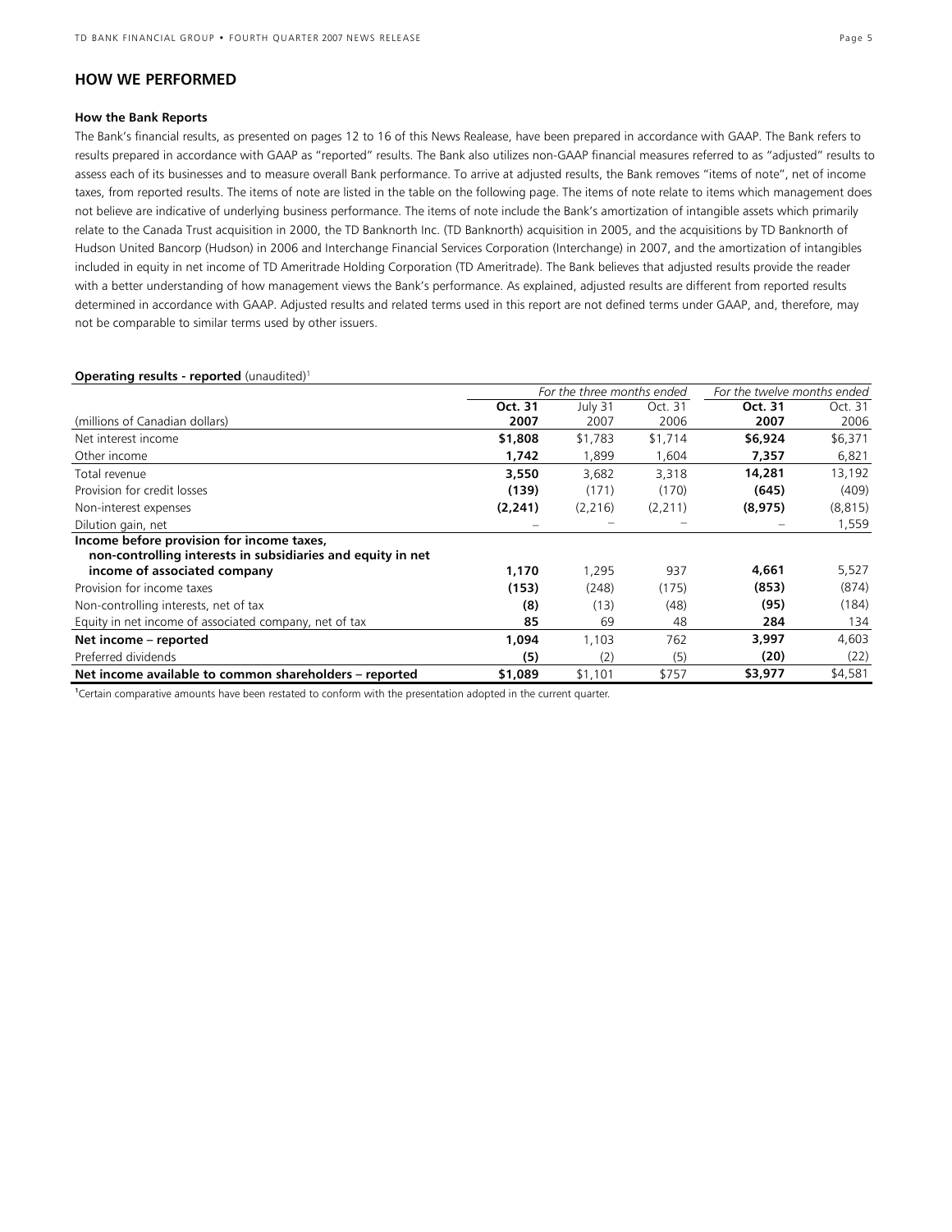## HOW WE PERFORMED

### How the Bank Reports

The Bank's financial results, as presented on pages 12 to 16 of this News Realease, have been prepared in accordance with GAAP. The Bank refers to results prepared in accordance with GAAP as "reported" results. The Bank also utilizes non-GAAP financial measures referred to as "adjusted" results to assess each of its businesses and to measure overall Bank performance. To arrive at adjusted results, the Bank removes "items of note", net of income taxes, from reported results. The items of note are listed in the table on the following page. The items of note relate to items which management does not believe are indicative of underlying business performance. The items of note include the Bank's amortization of intangible assets which primarily relate to the Canada Trust acquisition in 2000, the TD Banknorth Inc. (TD Banknorth) acquisition in 2005, and the acquisitions by TD Banknorth of Hudson United Bancorp (Hudson) in 2006 and Interchange Financial Services Corporation (Interchange) in 2007, and the amortization of intangibles included in equity in net income of TD Ameritrade Holding Corporation (TD Ameritrade). The Bank believes that adjusted results provide the reader with a better understanding of how management views the Bank's performance. As explained, adjusted results are different from reported results determined in accordance with GAAP. Adjusted results and related terms used in this report are not defined terms under GAAP, and, therefore, may not be comparable to similar terms used by other issuers.

**Operating results - reported** (unaudited)[1]

| | *For the three months ended* | | | *For the twelve months ended* | |
|---|---|---|---|---|---|
| (millions of Canadian dollars) | **Oct. 31 2007** | July 31 2007 | Oct. 31 2006 | **Oct. 31 2007** | Oct. 31 2006 |
| Net interest income | **$1,808** | $1,783 | $1,714 | **$6,924** | $6,371 |
| Other income | **1,742** | 1,899 | 1,604 | **7,357** | 6,821 |
| Total revenue | **3,550** | 3,682 | 3,318 | **14,281** | 13,192 |
| Provision for credit losses | **(139)** | (171) | (170) | **(645)** | (409) |
| Non-interest expenses | **(2,241)** | (2,216) | (2,211) | **(8,975)** | (8,815) |
| Dilution gain, net | – | – | – | – | 1,559 |
| **Income before provision for income taxes, non-controlling interests in subsidiaries and equity in net income of associated company** | **1,170** | 1,295 | 937 | **4,661** | 5,527 |
| Provision for income taxes | **(153)** | (248) | (175) | **(853)** | (874) |
| Non-controlling interests, net of tax | **(8)** | (13) | (48) | **(95)** | (184) |
| Equity in net income of associated company, net of tax | **85** | 69 | 48 | **284** | 134 |
| **Net income – reported** | **1,094** | 1,103 | 762 | **3,997** | 4,603 |
| Preferred dividends | **(5)** | (2) | (5) | **(20)** | (22) |
| **Net income available to common shareholders – reported** | **$1,089** | $1,101 | $757 | **$3,977** | $4,581 |

[1]Certain comparative amounts have been restated to conform with the presentation adopted in the current quarter.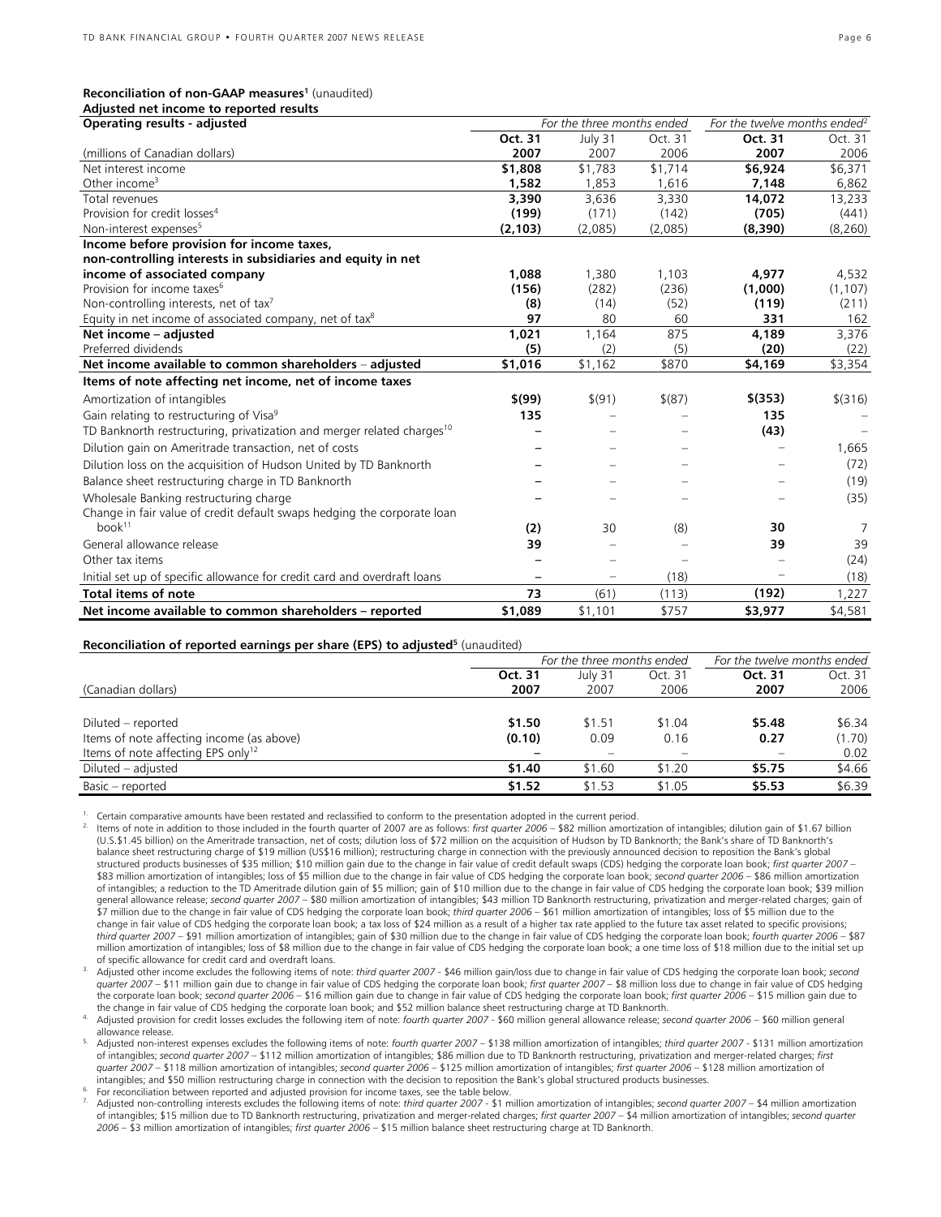**Reconciliation of non-GAAP measures[1]** (unaudited)
**Adjusted net income to reported results**

| Operating results - adjusted | For the three months ended | | | For the twelve months ended[2] | |
|---|---|---|---|---|---|
| | **Oct. 31** | July 31 | Oct. 31 | **Oct. 31** | Oct. 31 |
| (millions of Canadian dollars) | **2007** | 2007 | 2006 | **2007** | 2006 |
| Net interest income | **$1,808** | $1,783 | $1,714 | **$6,924** | $6,371 |
| Other income[3] | **1,582** | 1,853 | 1,616 | **7,148** | 6,862 |
| Total revenues | **3,390** | 3,636 | 3,330 | **14,072** | 13,233 |
| Provision for credit losses[4] | **(199)** | (171) | (142) | **(705)** | (441) |
| Non-interest expenses[5] | **(2,103)** | (2,085) | (2,085) | **(8,390)** | (8,260) |
| **Income before provision for income taxes, non-controlling interests in subsidiaries and equity in net income of associated company** | **1,088** | 1,380 | 1,103 | **4,977** | 4,532 |
| Provision for income taxes[6] | **(156)** | (282) | (236) | **(1,000)** | (1,107) |
| Non-controlling interests, net of tax[7] | **(8)** | (14) | (52) | **(119)** | (211) |
| Equity in net income of associated company, net of tax[8] | **97** | 80 | 60 | **331** | 162 |
| **Net income – adjusted** | **1,021** | 1,164 | 875 | **4,189** | 3,376 |
| Preferred dividends | **(5)** | (2) | (5) | **(20)** | (22) |
| **Net income available to common shareholders – adjusted** | **$1,016** | $1,162 | $870 | **$4,169** | $3,354 |
| **Items of note affecting net income, net of income taxes** | | | | | |
| Amortization of intangibles | **$(99)** | $(91) | $(87) | **$(353)** | $(316) |
| Gain relating to restructuring of Visa[9] | **135** | – | – | **135** | – |
| TD Banknorth restructuring, privatization and merger related charges[10] | **–** | – | – | **(43)** | – |
| Dilution gain on Ameritrade transaction, net of costs | **–** | – | – | – | 1,665 |
| Dilution loss on the acquisition of Hudson United by TD Banknorth | **–** | – | – | – | (72) |
| Balance sheet restructuring charge in TD Banknorth | **–** | – | – | – | (19) |
| Wholesale Banking restructuring charge | **–** | – | – | – | (35) |
| Change in fair value of credit default swaps hedging the corporate loan book[11] | **(2)** | 30 | (8) | **30** | 7 |
| General allowance release | **39** | – | – | **39** | 39 |
| Other tax items | **–** | – | – | – | (24) |
| Initial set up of specific allowance for credit card and overdraft loans | **–** | – | (18) | – | (18) |
| **Total items of note** | **73** | (61) | (113) | **(192)** | 1,227 |
| **Net income available to common shareholders – reported** | **$1,089** | $1,101 | $757 | **$3,977** | $4,581 |

**Reconciliation of reported earnings per share (EPS) to adjusted[5]** (unaudited)

| | For the three months ended | | | For the twelve months ended | |
|---|---|---|---|---|---|
| | **Oct. 31** | July 31 | Oct. 31 | **Oct. 31** | Oct. 31 |
| (Canadian dollars) | **2007** | 2007 | 2006 | **2007** | 2006 |
| Diluted – reported | **$1.50** | $1.51 | $1.04 | **$5.48** | $6.34 |
| Items of note affecting income (as above) | **(0.10)** | 0.09 | 0.16 | **0.27** | (1.70) |
| Items of note affecting EPS only[12] | **–** | – | – | – | 0.02 |
| Diluted – adjusted | **$1.40** | $1.60 | $1.20 | **$5.75** | $4.66 |
| Basic – reported | **$1.52** | $1.53 | $1.05 | **$5.53** | $6.39 |

1. Certain comparative amounts have been restated and reclassified to conform to the presentation adopted in the current period.
2. Items of note in addition to those included in the fourth quarter of 2007 are as follows: *first quarter 2006* – $82 million amortization of intangibles; dilution gain of $1.67 billion (U.S.$1.45 billion) on the Ameritrade transaction, net of costs; dilution loss of $72 million on the acquisition of Hudson by TD Banknorth; the Bank's share of TD Banknorth's balance sheet restructuring charge of $19 million (US$16 million); restructuring charge in connection with the previously announced decision to reposition the Bank's global structured products businesses of $35 million; $10 million gain due to the change in fair value of credit default swaps (CDS) hedging the corporate loan book; *first quarter 2007* – $83 million amortization of intangibles; loss of $5 million due to the change in fair value of CDS hedging the corporate loan book; *second quarter 2006* – $86 million amortization of intangibles; a reduction to the TD Ameritrade dilution gain of $5 million; gain of $10 million due to the change in fair value of CDS hedging the corporate loan book; $39 million general allowance release; *second quarter 2007* – $80 million amortization of intangibles; $43 million TD Banknorth restructuring, privatization and merger-related charges; gain of $7 million due to the change in fair value of CDS hedging the corporate loan book; *third quarter 2006* – $61 million amortization of intangibles; loss of $5 million due to the change in fair value of CDS hedging the corporate loan book; a tax loss of $24 million as a result of a higher tax rate applied to the future tax asset related to specific provisions; *third quarter 2007* – $91 million amortization of intangibles; gain of $30 million due to the change in fair value of CDS hedging the corporate loan book; *fourth quarter 2006* – $87 million amortization of intangibles; loss of $8 million due to the change in fair value of CDS hedging the corporate loan book; a one time loss of $18 million due to the initial set up of specific allowance for credit card and overdraft loans.
3. Adjusted other income excludes the following items of note: *third quarter 2007* - $46 million gain/loss due to change in fair value of CDS hedging the corporate loan book; *second quarter 2007* – $11 million gain due to change in fair value of CDS hedging the corporate loan book; *first quarter 2007* – $8 million loss due to change in fair value of CDS hedging the corporate loan book; *second quarter 2006* – $16 million gain due to change in fair value of CDS hedging the corporate loan book; *first quarter 2006* – $15 million gain due to the change in fair value of CDS hedging the corporate loan book; and $52 million balance sheet restructuring charge at TD Banknorth.
4. Adjusted provision for credit losses excludes the following item of note: *fourth quarter 2007* - $60 million general allowance release; *second quarter 2006* – $60 million general allowance release.
5. Adjusted non-interest expenses excludes the following items of note: *fourth quarter 2007* – $138 million amortization of intangibles; *third quarter 2007* - $131 million amortization of intangibles; *second quarter 2007* – $112 million amortization of intangibles; $86 million due to TD Banknorth restructuring, privatization and merger-related charges; *first quarter 2007* – $118 million amortization of intangibles; *second quarter 2006* – $125 million amortization of intangibles; *first quarter 2006* – $128 million amortization of intangibles; and $50 million restructuring charge in connection with the decision to reposition the Bank's global structured products businesses.
6. For reconciliation between reported and adjusted provision for income taxes, see the table below.
7. Adjusted non-controlling interests excludes the following items of note: *third quarter 2007* - $1 million amortization of intangibles; *second quarter 2007* – $4 million amortization of intangibles; $15 million due to TD Banknorth restructuring, privatization and merger-related charges; *first quarter 2007* – $4 million amortization of intangibles; *second quarter 2006* – $3 million amortization of intangibles; *first quarter 2006* – $15 million balance sheet restructuring charge at TD Banknorth.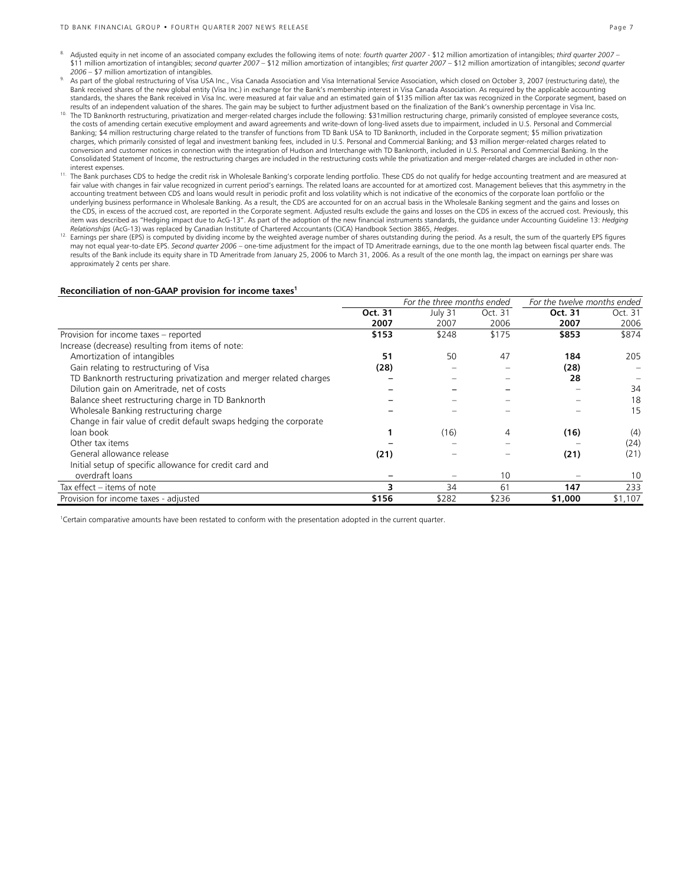8. Adjusted equity in net income of an associated company excludes the following items of note: *fourth quarter 2007* - $12 million amortization of intangibles; *third quarter 2007* – $11 million amortization of intangibles; *second quarter 2007* – $12 million amortization of intangibles; *first quarter 2007* – $12 million amortization of intangibles; *second quarter 2006* – $7 million amortization of intangibles.

9. As part of the global restructuring of Visa USA Inc., Visa Canada Association and Visa International Service Association, which closed on October 3, 2007 (restructuring date), the Bank received shares of the new global entity (Visa Inc.) in exchange for the Bank's membership interest in Visa Canada Association. As required by the applicable accounting standards, the shares the Bank received in Visa Inc. were measured at fair value and an estimated gain of $135 million after tax was recognized in the Corporate segment, based on results of an independent valuation of the shares. The gain may be subject to further adjustment based on the finalization of the Bank's ownership percentage in Visa Inc.

10. The TD Banknorth restructuring, privatization and merger-related charges include the following: $31million restructuring charge, primarily consisted of employee severance costs, the costs of amending certain executive employment and award agreements and write-down of long-lived assets due to impairment, included in U.S. Personal and Commercial Banking; $4 million restructuring charge related to the transfer of functions from TD Bank USA to TD Banknorth, included in the Corporate segment; $5 million privatization charges, which primarily consisted of legal and investment banking fees, included in U.S. Personal and Commercial Banking; and $3 million merger-related charges related to conversion and customer notices in connection with the integration of Hudson and Interchange with TD Banknorth, included in U.S. Personal and Commercial Banking. In the Consolidated Statement of Income, the restructuring charges are included in the restructuring costs while the privatization and merger-related charges are included in other non-interest expenses.

11. The Bank purchases CDS to hedge the credit risk in Wholesale Banking's corporate lending portfolio. These CDS do not qualify for hedge accounting treatment and are measured at fair value with changes in fair value recognized in current period's earnings. The related loans are accounted for at amortized cost. Management believes that this asymmetry in the accounting treatment between CDS and loans would result in periodic profit and loss volatility which is not indicative of the economics of the corporate loan portfolio or the underlying business performance in Wholesale Banking. As a result, the CDS are accounted for on an accrual basis in the Wholesale Banking segment and the gains and losses on the CDS, in excess of the accrued cost, are reported in the Corporate segment. Adjusted results exclude the gains and losses on the CDS in excess of the accrued cost. Previously, this item was described as "Hedging impact due to AcG-13". As part of the adoption of the new financial instruments standards, the guidance under Accounting Guideline 13: *Hedging Relationships* (AcG-13) was replaced by Canadian Institute of Chartered Accountants (CICA) Handbook Section 3865, *Hedges*.

12. Earnings per share (EPS) is computed by dividing income by the weighted average number of shares outstanding during the period. As a result, the sum of the quarterly EPS figures may not equal year-to-date EPS. *Second quarter 2006* – one-time adjustment for the impact of TD Ameritrade earnings, due to the one month lag between fiscal quarter ends. The results of the Bank include its equity share in TD Ameritrade from January 25, 2006 to March 31, 2006. As a result of the one month lag, the impact on earnings per share was approximately 2 cents per share.

**Reconciliation of non-GAAP provision for income taxes[1]**

| | *For the three months ended* | | | *For the twelve months ended* | |
|---|---|---|---|---|---|
| | **Oct. 31 2007** | July 31 2007 | Oct. 31 2006 | **Oct. 31 2007** | Oct. 31 2006 |
| Provision for income taxes – reported | **$153** | $248 | $175 | **$853** | $874 |
| Increase (decrease) resulting from items of note: | | | | | |
| Amortization of intangibles | **51** | 50 | 47 | **184** | 205 |
| Gain relating to restructuring of Visa | **(28)** | – | – | **(28)** | – |
| TD Banknorth restructuring privatization and merger related charges | **–** | – | – | **28** | – |
| Dilution gain on Ameritrade, net of costs | **–** | **–** | **–** | – | 34 |
| Balance sheet restructuring charge in TD Banknorth | **–** | – | – | – | 18 |
| Wholesale Banking restructuring charge | **–** | – | – | – | 15 |
| Change in fair value of credit default swaps hedging the corporate loan book | **1** | (16) | 4 | **(16)** | (4) |
| Other tax items | **–** | – | – | – | (24) |
| General allowance release | **(21)** | – | – | **(21)** | (21) |
| Initial setup of specific allowance for credit card and overdraft loans | **–** | – | 10 | – | 10 |
| Tax effect – items of note | **3** | 34 | 61 | **147** | 233 |
| Provision for income taxes - adjusted | **$156** | $282 | $236 | **$1,000** | $1,107 |

[1]Certain comparative amounts have been restated to conform with the presentation adopted in the current quarter.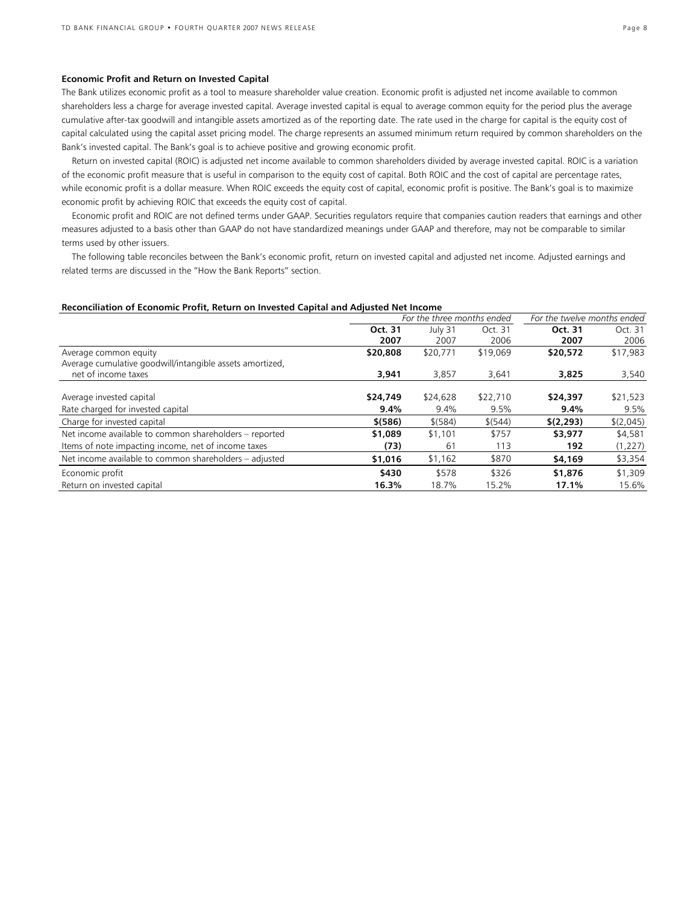### Economic Profit and Return on Invested Capital

The Bank utilizes economic profit as a tool to measure shareholder value creation. Economic profit is adjusted net income available to common shareholders less a charge for average invested capital. Average invested capital is equal to average common equity for the period plus the average cumulative after-tax goodwill and intangible assets amortized as of the reporting date. The rate used in the charge for capital is the equity cost of capital calculated using the capital asset pricing model. The charge represents an assumed minimum return required by common shareholders on the Bank's invested capital. The Bank's goal is to achieve positive and growing economic profit.

Return on invested capital (ROIC) is adjusted net income available to common shareholders divided by average invested capital. ROIC is a variation of the economic profit measure that is useful in comparison to the equity cost of capital. Both ROIC and the cost of capital are percentage rates, while economic profit is a dollar measure. When ROIC exceeds the equity cost of capital, economic profit is positive. The Bank's goal is to maximize economic profit by achieving ROIC that exceeds the equity cost of capital.

Economic profit and ROIC are not defined terms under GAAP. Securities regulators require that companies caution readers that earnings and other measures adjusted to a basis other than GAAP do not have standardized meanings under GAAP and therefore, may not be comparable to similar terms used by other issuers.

The following table reconciles between the Bank's economic profit, return on invested capital and adjusted net income. Adjusted earnings and related terms are discussed in the "How the Bank Reports" section.

**Reconciliation of Economic Profit, Return on Invested Capital and Adjusted Net Income**

| | *For the three months ended* | | | *For the twelve months ended* | |
|---|---|---|---|---|---|
| | **Oct. 31 2007** | July 31 2007 | Oct. 31 2006 | **Oct. 31 2007** | Oct. 31 2006 |
| Average common equity | **$20,808** | $20,771 | $19,069 | **$20,572** | $17,983 |
| Average cumulative goodwill/intangible assets amortized, net of income taxes | **3,941** | 3,857 | 3,641 | **3,825** | 3,540 |
| Average invested capital | **$24,749** | $24,628 | $22,710 | **$24,397** | $21,523 |
| Rate charged for invested capital | **9.4%** | 9.4% | 9.5% | **9.4%** | 9.5% |
| Charge for invested capital | **$(586)** | $(584) | $(544) | **$(2,293)** | $(2,045) |
| Net income available to common shareholders – reported | **$1,089** | $1,101 | $757 | **$3,977** | $4,581 |
| Items of note impacting income, net of income taxes | **(73)** | 61 | 113 | **192** | (1,227) |
| Net income available to common shareholders – adjusted | **$1,016** | $1,162 | $870 | **$4,169** | $3,354 |
| Economic profit | **$430** | $578 | $326 | **$1,876** | $1,309 |
| Return on invested capital | **16.3%** | 18.7% | 15.2% | **17.1%** | 15.6% |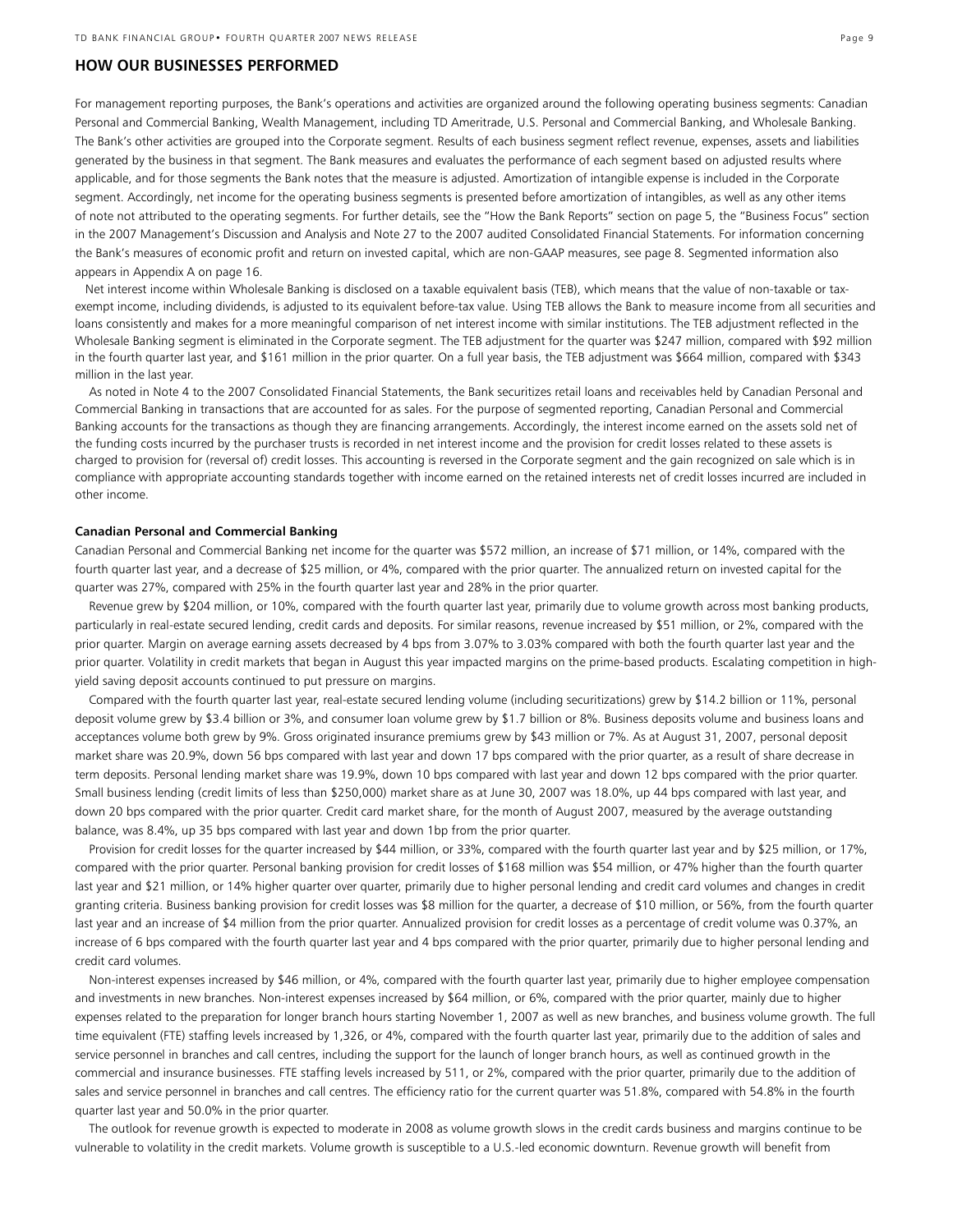## HOW OUR BUSINESSES PERFORMED

For management reporting purposes, the Bank's operations and activities are organized around the following operating business segments: Canadian Personal and Commercial Banking, Wealth Management, including TD Ameritrade, U.S. Personal and Commercial Banking, and Wholesale Banking. The Bank's other activities are grouped into the Corporate segment. Results of each business segment reflect revenue, expenses, assets and liabilities generated by the business in that segment. The Bank measures and evaluates the performance of each segment based on adjusted results where applicable, and for those segments the Bank notes that the measure is adjusted. Amortization of intangible expense is included in the Corporate segment. Accordingly, net income for the operating business segments is presented before amortization of intangibles, as well as any other items of note not attributed to the operating segments. For further details, see the "How the Bank Reports" section on page 5, the "Business Focus" section in the 2007 Management's Discussion and Analysis and Note 27 to the 2007 audited Consolidated Financial Statements. For information concerning the Bank's measures of economic profit and return on invested capital, which are non-GAAP measures, see page 8. Segmented information also appears in Appendix A on page 16.

Net interest income within Wholesale Banking is disclosed on a taxable equivalent basis (TEB), which means that the value of non-taxable or tax-exempt income, including dividends, is adjusted to its equivalent before-tax value. Using TEB allows the Bank to measure income from all securities and loans consistently and makes for a more meaningful comparison of net interest income with similar institutions. The TEB adjustment reflected in the Wholesale Banking segment is eliminated in the Corporate segment. The TEB adjustment for the quarter was $247 million, compared with $92 million in the fourth quarter last year, and $161 million in the prior quarter. On a full year basis, the TEB adjustment was $664 million, compared with $343 million in the last year.

As noted in Note 4 to the 2007 Consolidated Financial Statements, the Bank securitizes retail loans and receivables held by Canadian Personal and Commercial Banking in transactions that are accounted for as sales. For the purpose of segmented reporting, Canadian Personal and Commercial Banking accounts for the transactions as though they are financing arrangements. Accordingly, the interest income earned on the assets sold net of the funding costs incurred by the purchaser trusts is recorded in net interest income and the provision for credit losses related to these assets is charged to provision for (reversal of) credit losses. This accounting is reversed in the Corporate segment and the gain recognized on sale which is in compliance with appropriate accounting standards together with income earned on the retained interests net of credit losses incurred are included in other income.

**Canadian Personal and Commercial Banking**

Canadian Personal and Commercial Banking net income for the quarter was $572 million, an increase of $71 million, or 14%, compared with the fourth quarter last year, and a decrease of $25 million, or 4%, compared with the prior quarter. The annualized return on invested capital for the quarter was 27%, compared with 25% in the fourth quarter last year and 28% in the prior quarter.

Revenue grew by $204 million, or 10%, compared with the fourth quarter last year, primarily due to volume growth across most banking products, particularly in real-estate secured lending, credit cards and deposits. For similar reasons, revenue increased by $51 million, or 2%, compared with the prior quarter. Margin on average earning assets decreased by 4 bps from 3.07% to 3.03% compared with both the fourth quarter last year and the prior quarter. Volatility in credit markets that began in August this year impacted margins on the prime-based products. Escalating competition in high-yield saving deposit accounts continued to put pressure on margins.

Compared with the fourth quarter last year, real-estate secured lending volume (including securitizations) grew by $14.2 billion or 11%, personal deposit volume grew by $3.4 billion or 3%, and consumer loan volume grew by $1.7 billion or 8%. Business deposits volume and business loans and acceptances volume both grew by 9%. Gross originated insurance premiums grew by $43 million or 7%. As at August 31, 2007, personal deposit market share was 20.9%, down 56 bps compared with last year and down 17 bps compared with the prior quarter, as a result of share decrease in term deposits. Personal lending market share was 19.9%, down 10 bps compared with last year and down 12 bps compared with the prior quarter. Small business lending (credit limits of less than $250,000) market share as at June 30, 2007 was 18.0%, up 44 bps compared with last year, and down 20 bps compared with the prior quarter. Credit card market share, for the month of August 2007, measured by the average outstanding balance, was 8.4%, up 35 bps compared with last year and down 1bp from the prior quarter.

Provision for credit losses for the quarter increased by $44 million, or 33%, compared with the fourth quarter last year and by $25 million, or 17%, compared with the prior quarter. Personal banking provision for credit losses of $168 million was $54 million, or 47% higher than the fourth quarter last year and $21 million, or 14% higher quarter over quarter, primarily due to higher personal lending and credit card volumes and changes in credit granting criteria. Business banking provision for credit losses was $8 million for the quarter, a decrease of $10 million, or 56%, from the fourth quarter last year and an increase of $4 million from the prior quarter. Annualized provision for credit losses as a percentage of credit volume was 0.37%, an increase of 6 bps compared with the fourth quarter last year and 4 bps compared with the prior quarter, primarily due to higher personal lending and credit card volumes.

Non-interest expenses increased by $46 million, or 4%, compared with the fourth quarter last year, primarily due to higher employee compensation and investments in new branches. Non-interest expenses increased by $64 million, or 6%, compared with the prior quarter, mainly due to higher expenses related to the preparation for longer branch hours starting November 1, 2007 as well as new branches, and business volume growth. The full time equivalent (FTE) staffing levels increased by 1,326, or 4%, compared with the fourth quarter last year, primarily due to the addition of sales and service personnel in branches and call centres, including the support for the launch of longer branch hours, as well as continued growth in the commercial and insurance businesses. FTE staffing levels increased by 511, or 2%, compared with the prior quarter, primarily due to the addition of sales and service personnel in branches and call centres. The efficiency ratio for the current quarter was 51.8%, compared with 54.8% in the fourth quarter last year and 50.0% in the prior quarter.

The outlook for revenue growth is expected to moderate in 2008 as volume growth slows in the credit cards business and margins continue to be vulnerable to volatility in the credit markets. Volume growth is susceptible to a U.S.-led economic downturn. Revenue growth will benefit from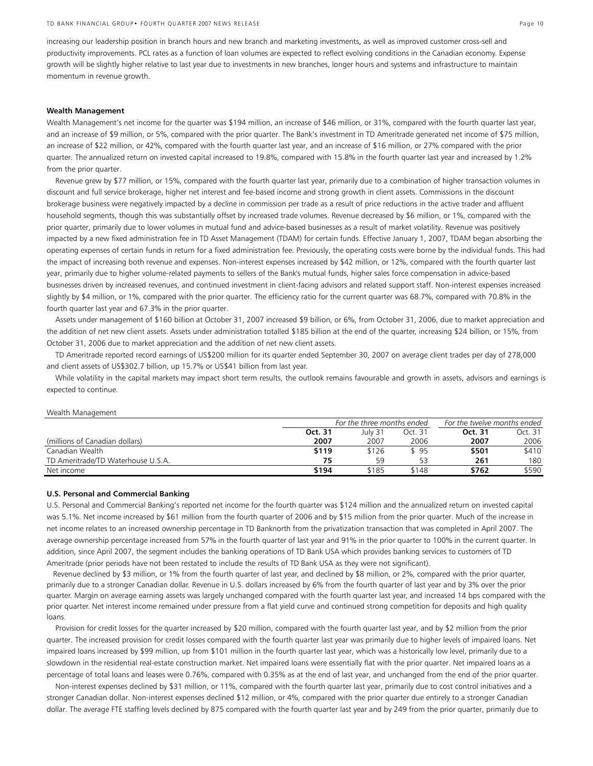increasing our leadership position in branch hours and new branch and marketing investments, as well as improved customer cross-sell and productivity improvements. PCL rates as a function of loan volumes are expected to reflect evolving conditions in the Canadian economy. Expense growth will be slightly higher relative to last year due to investments in new branches, longer hours and systems and infrastructure to maintain momentum in revenue growth.

**Wealth Management**

Wealth Management's net income for the quarter was $194 million, an increase of $46 million, or 31%, compared with the fourth quarter last year, and an increase of $9 million, or 5%, compared with the prior quarter. The Bank's investment in TD Ameritrade generated net income of $75 million, an increase of $22 million, or 42%, compared with the fourth quarter last year, and an increase of $16 million, or 27% compared with the prior quarter. The annualized return on invested capital increased to 19.8%, compared with 15.8% in the fourth quarter last year and increased by 1.2% from the prior quarter.

Revenue grew by $77 million, or 15%, compared with the fourth quarter last year, primarily due to a combination of higher transaction volumes in discount and full service brokerage, higher net interest and fee-based income and strong growth in client assets. Commissions in the discount brokerage business were negatively impacted by a decline in commission per trade as a result of price reductions in the active trader and affluent household segments, though this was substantially offset by increased trade volumes. Revenue decreased by $6 million, or 1%, compared with the prior quarter, primarily due to lower volumes in mutual fund and advice-based businesses as a result of market volatility. Revenue was positively impacted by a new fixed administration fee in TD Asset Management (TDAM) for certain funds. Effective January 1, 2007, TDAM began absorbing the operating expenses of certain funds in return for a fixed administration fee. Previously, the operating costs were borne by the individual funds. This had the impact of increasing both revenue and expenses. Non-interest expenses increased by $42 million, or 12%, compared with the fourth quarter last year, primarily due to higher volume-related payments to sellers of the Bank's mutual funds, higher sales force compensation in advice-based businesses driven by increased revenues, and continued investment in client-facing advisors and related support staff. Non-interest expenses increased slightly by $4 million, or 1%, compared with the prior quarter. The efficiency ratio for the current quarter was 68.7%, compared with 70.8% in the fourth quarter last year and 67.3% in the prior quarter.

Assets under management of $160 billion at October 31, 2007 increased $9 billion, or 6%, from October 31, 2006, due to market appreciation and the addition of net new client assets. Assets under administration totalled $185 billion at the end of the quarter, increasing $24 billion, or 15%, from October 31, 2006 due to market appreciation and the addition of net new client assets.

TD Ameritrade reported record earnings of US$200 million for its quarter ended September 30, 2007 on average client trades per day of 278,000 and client assets of US$302.7 billion, up 15.7% or US$41 billion from last year.

While volatility in the capital markets may impact short term results, the outlook remains favourable and growth in assets, advisors and earnings is expected to continue.

Wealth Management

| | *For the three months ended* | | | *For the twelve months ended* | |
|---|---|---|---|---|---|
| (millions of Canadian dollars) | **Oct. 31 2007** | July 31 2007 | Oct. 31 2006 | **Oct. 31 2007** | Oct. 31 2006 |
| Canadian Wealth | **$119** | $126 | $ 95 | **$501** | $410 |
| TD Ameritrade/TD Waterhouse U.S.A. | **75** | 59 | 53 | **261** | 180 |
| Net income | **$194** | $185 | $148 | **$762** | $590 |

**U.S. Personal and Commercial Banking**

U.S. Personal and Commercial Banking's reported net income for the fourth quarter was $124 million and the annualized return on invested capital was 5.1%. Net income increased by $61 million from the fourth quarter of 2006 and by $15 million from the prior quarter. Much of the increase in net income relates to an increased ownership percentage in TD Banknorth from the privatization transaction that was completed in April 2007. The average ownership percentage increased from 57% in the fourth quarter of last year and 91% in the prior quarter to 100% in the current quarter. In addition, since April 2007, the segment includes the banking operations of TD Bank USA which provides banking services to customers of TD Ameritrade (prior periods have not been restated to include the results of TD Bank USA as they were not significant).

Revenue declined by $3 million, or 1% from the fourth quarter of last year, and declined by $8 million, or 2%, compared with the prior quarter, primarily due to a stronger Canadian dollar. Revenue in U.S. dollars increased by 6% from the fourth quarter of last year and by 3% over the prior quarter. Margin on average earning assets was largely unchanged compared with the fourth quarter last year, and increased 14 bps compared with the prior quarter. Net interest income remained under pressure from a flat yield curve and continued strong competition for deposits and high quality loans.

Provision for credit losses for the quarter increased by $20 million, compared with the fourth quarter last year, and by $2 million from the prior quarter. The increased provision for credit losses compared with the fourth quarter last year was primarily due to higher levels of impaired loans. Net impaired loans increased by $99 million, up from $101 million in the fourth quarter last year, which was a historically low level, primarily due to a slowdown in the residential real-estate construction market. Net impaired loans were essentially flat with the prior quarter. Net impaired loans as a percentage of total loans and leases were 0.76%, compared with 0.35% as at the end of last year, and unchanged from the end of the prior quarter.

Non-interest expenses declined by $31 million, or 11%, compared with the fourth quarter last year, primarily due to cost control initiatives and a stronger Canadian dollar. Non-interest expenses declined $12 million, or 4%, compared with the prior quarter due entirely to a stronger Canadian dollar. The average FTE staffing levels declined by 875 compared with the fourth quarter last year and by 249 from the prior quarter, primarily due to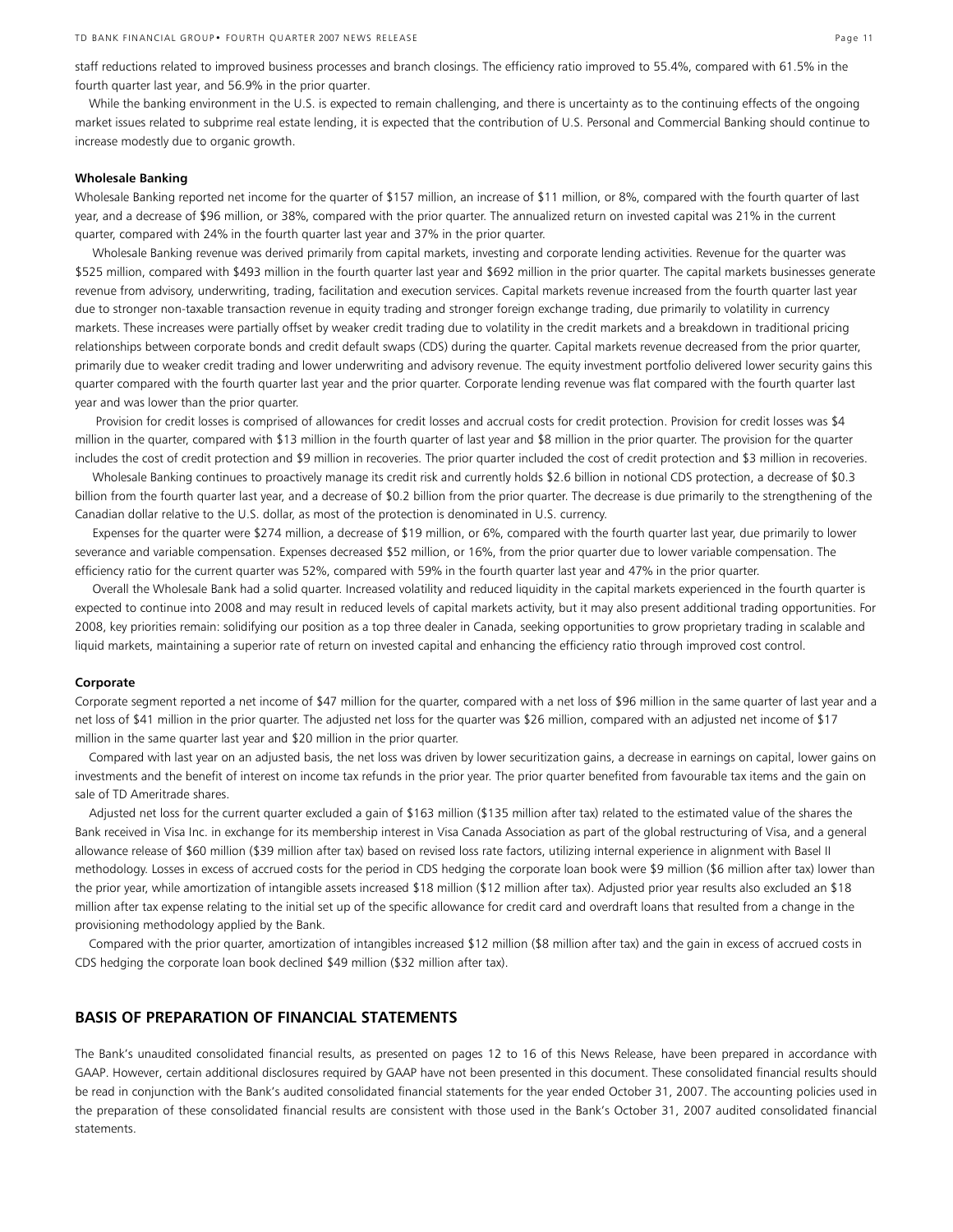staff reductions related to improved business processes and branch closings. The efficiency ratio improved to 55.4%, compared with 61.5% in the fourth quarter last year, and 56.9% in the prior quarter.

While the banking environment in the U.S. is expected to remain challenging, and there is uncertainty as to the continuing effects of the ongoing market issues related to subprime real estate lending, it is expected that the contribution of U.S. Personal and Commercial Banking should continue to increase modestly due to organic growth.

**Wholesale Banking**

Wholesale Banking reported net income for the quarter of $157 million, an increase of $11 million, or 8%, compared with the fourth quarter of last year, and a decrease of $96 million, or 38%, compared with the prior quarter. The annualized return on invested capital was 21% in the current quarter, compared with 24% in the fourth quarter last year and 37% in the prior quarter.

Wholesale Banking revenue was derived primarily from capital markets, investing and corporate lending activities. Revenue for the quarter was $525 million, compared with $493 million in the fourth quarter last year and $692 million in the prior quarter. The capital markets businesses generate revenue from advisory, underwriting, trading, facilitation and execution services. Capital markets revenue increased from the fourth quarter last year due to stronger non-taxable transaction revenue in equity trading and stronger foreign exchange trading, due primarily to volatility in currency markets. These increases were partially offset by weaker credit trading due to volatility in the credit markets and a breakdown in traditional pricing relationships between corporate bonds and credit default swaps (CDS) during the quarter. Capital markets revenue decreased from the prior quarter, primarily due to weaker credit trading and lower underwriting and advisory revenue. The equity investment portfolio delivered lower security gains this quarter compared with the fourth quarter last year and the prior quarter. Corporate lending revenue was flat compared with the fourth quarter last year and was lower than the prior quarter.

Provision for credit losses is comprised of allowances for credit losses and accrual costs for credit protection. Provision for credit losses was $4 million in the quarter, compared with $13 million in the fourth quarter of last year and $8 million in the prior quarter. The provision for the quarter includes the cost of credit protection and $9 million in recoveries. The prior quarter included the cost of credit protection and $3 million in recoveries.

Wholesale Banking continues to proactively manage its credit risk and currently holds $2.6 billion in notional CDS protection, a decrease of $0.3 billion from the fourth quarter last year, and a decrease of $0.2 billion from the prior quarter. The decrease is due primarily to the strengthening of the Canadian dollar relative to the U.S. dollar, as most of the protection is denominated in U.S. currency.

Expenses for the quarter were $274 million, a decrease of $19 million, or 6%, compared with the fourth quarter last year, due primarily to lower severance and variable compensation. Expenses decreased $52 million, or 16%, from the prior quarter due to lower variable compensation. The efficiency ratio for the current quarter was 52%, compared with 59% in the fourth quarter last year and 47% in the prior quarter.

Overall the Wholesale Bank had a solid quarter. Increased volatility and reduced liquidity in the capital markets experienced in the fourth quarter is expected to continue into 2008 and may result in reduced levels of capital markets activity, but it may also present additional trading opportunities. For 2008, key priorities remain: solidifying our position as a top three dealer in Canada, seeking opportunities to grow proprietary trading in scalable and liquid markets, maintaining a superior rate of return on invested capital and enhancing the efficiency ratio through improved cost control.

**Corporate**

Corporate segment reported a net income of $47 million for the quarter, compared with a net loss of $96 million in the same quarter of last year and a net loss of $41 million in the prior quarter. The adjusted net loss for the quarter was $26 million, compared with an adjusted net income of $17 million in the same quarter last year and $20 million in the prior quarter.

Compared with last year on an adjusted basis, the net loss was driven by lower securitization gains, a decrease in earnings on capital, lower gains on investments and the benefit of interest on income tax refunds in the prior year. The prior quarter benefited from favourable tax items and the gain on sale of TD Ameritrade shares.

Adjusted net loss for the current quarter excluded a gain of $163 million ($135 million after tax) related to the estimated value of the shares the Bank received in Visa Inc. in exchange for its membership interest in Visa Canada Association as part of the global restructuring of Visa, and a general allowance release of $60 million ($39 million after tax) based on revised loss rate factors, utilizing internal experience in alignment with Basel II methodology. Losses in excess of accrued costs for the period in CDS hedging the corporate loan book were $9 million ($6 million after tax) lower than the prior year, while amortization of intangible assets increased $18 million ($12 million after tax). Adjusted prior year results also excluded an $18 million after tax expense relating to the initial set up of the specific allowance for credit card and overdraft loans that resulted from a change in the provisioning methodology applied by the Bank.

Compared with the prior quarter, amortization of intangibles increased $12 million ($8 million after tax) and the gain in excess of accrued costs in CDS hedging the corporate loan book declined $49 million ($32 million after tax).

## BASIS OF PREPARATION OF FINANCIAL STATEMENTS

The Bank's unaudited consolidated financial results, as presented on pages 12 to 16 of this News Release, have been prepared in accordance with GAAP. However, certain additional disclosures required by GAAP have not been presented in this document. These consolidated financial results should be read in conjunction with the Bank's audited consolidated financial statements for the year ended October 31, 2007. The accounting policies used in the preparation of these consolidated financial results are consistent with those used in the Bank's October 31, 2007 audited consolidated financial statements.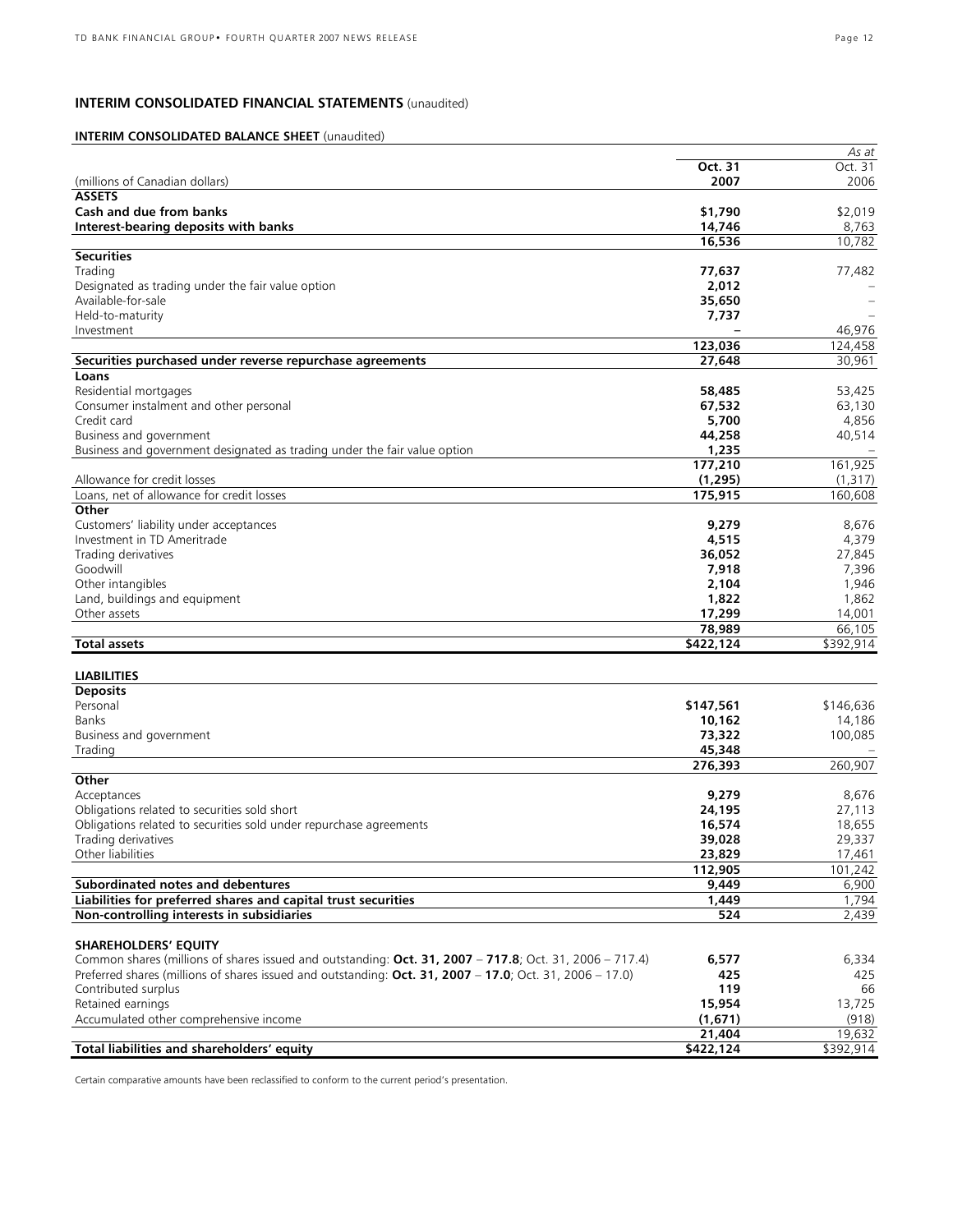## INTERIM CONSOLIDATED FINANCIAL STATEMENTS (unaudited)

### INTERIM CONSOLIDATED BALANCE SHEET (unaudited)

| (millions of Canadian dollars) | *As at* Oct. 31 2007 | Oct. 31 2006 |
|---|---|---|
| **ASSETS** | | |
| **Cash and due from banks** | **$1,790** | $2,019 |
| **Interest-bearing deposits with banks** | **14,746** | 8,763 |
| | **16,536** | 10,782 |
| **Securities** | | |
| Trading | **77,637** | 77,482 |
| Designated as trading under the fair value option | **2,012** | – |
| Available-for-sale | **35,650** | – |
| Held-to-maturity | **7,737** | – |
| Investment | **–** | 46,976 |
| | **123,036** | 124,458 |
| **Securities purchased under reverse repurchase agreements** | **27,648** | 30,961 |
| **Loans** | | |
| Residential mortgages | **58,485** | 53,425 |
| Consumer instalment and other personal | **67,532** | 63,130 |
| Credit card | **5,700** | 4,856 |
| Business and government | **44,258** | 40,514 |
| Business and government designated as trading under the fair value option | **1,235** | – |
| | **177,210** | 161,925 |
| Allowance for credit losses | **(1,295)** | (1,317) |
| Loans, net of allowance for credit losses | **175,915** | 160,608 |
| **Other** | | |
| Customers' liability under acceptances | **9,279** | 8,676 |
| Investment in TD Ameritrade | **4,515** | 4,379 |
| Trading derivatives | **36,052** | 27,845 |
| Goodwill | **7,918** | 7,396 |
| Other intangibles | **2,104** | 1,946 |
| Land, buildings and equipment | **1,822** | 1,862 |
| Other assets | **17,299** | 14,001 |
| | **78,989** | 66,105 |
| **Total assets** | **$422,124** | $392,914 |
| | | |
| **LIABILITIES** | | |
| **Deposits** | | |
| Personal | **$147,561** | $146,636 |
| Banks | **10,162** | 14,186 |
| Business and government | **73,322** | 100,085 |
| Trading | **45,348** | – |
| | **276,393** | 260,907 |
| **Other** | | |
| Acceptances | **9,279** | 8,676 |
| Obligations related to securities sold short | **24,195** | 27,113 |
| Obligations related to securities sold under repurchase agreements | **16,574** | 18,655 |
| Trading derivatives | **39,028** | 29,337 |
| Other liabilities | **23,829** | 17,461 |
| | **112,905** | 101,242 |
| **Subordinated notes and debentures** | **9,449** | 6,900 |
| **Liabilities for preferred shares and capital trust securities** | **1,449** | 1,794 |
| **Non-controlling interests in subsidiaries** | **524** | 2,439 |
| | | |
| **SHAREHOLDERS' EQUITY** | | |
| Common shares (millions of shares issued and outstanding: **Oct. 31, 2007** – **717.8**; Oct. 31, 2006 – 717.4) | **6,577** | 6,334 |
| Preferred shares (millions of shares issued and outstanding: **Oct. 31, 2007** – **17.0**; Oct. 31, 2006 – 17.0) | **425** | 425 |
| Contributed surplus | **119** | 66 |
| Retained earnings | **15,954** | 13,725 |
| Accumulated other comprehensive income | **(1,671)** | (918) |
| | **21,404** | 19,632 |
| **Total liabilities and shareholders' equity** | **$422,124** | $392,914 |

Certain comparative amounts have been reclassified to conform to the current period's presentation.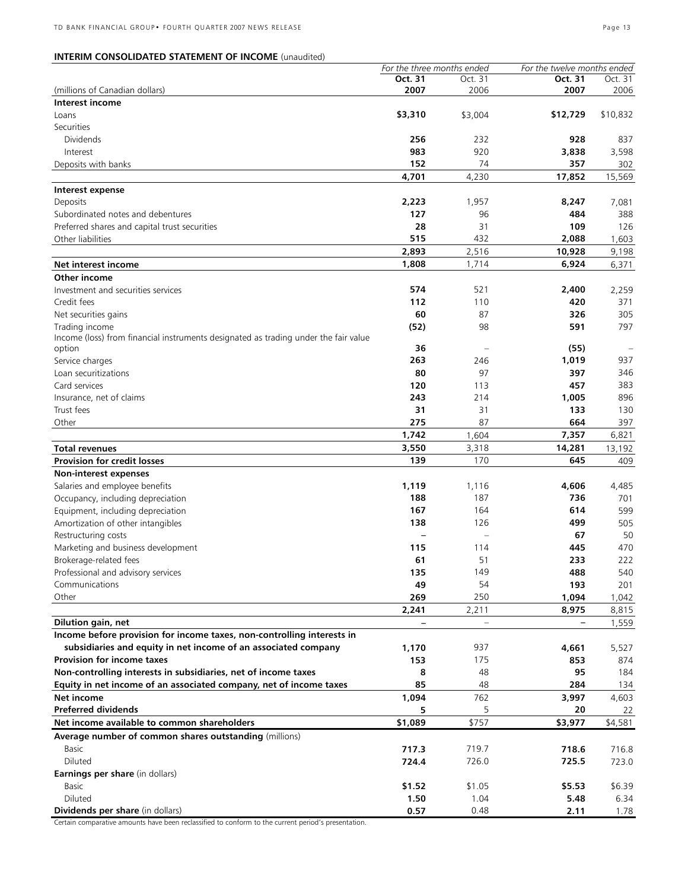**INTERIM CONSOLIDATED STATEMENT OF INCOME** (unaudited)

| | *For the three months ended* | | *For the twelve months ended* | |
|---|---|---|---|---|
| | **Oct. 31** | Oct. 31 | **Oct. 31** | Oct. 31 |
| (millions of Canadian dollars) | **2007** | 2006 | **2007** | 2006 |
| **Interest income** | | | | |
| Loans | **$3,310** | $3,004 | **$12,729** | $10,832 |
| Securities | | | | |
| Dividends | **256** | 232 | **928** | 837 |
| Interest | **983** | 920 | **3,838** | 3,598 |
| Deposits with banks | **152** | 74 | **357** | 302 |
| | **4,701** | 4,230 | **17,852** | 15,569 |
| **Interest expense** | | | | |
| Deposits | **2,223** | 1,957 | **8,247** | 7,081 |
| Subordinated notes and debentures | **127** | 96 | **484** | 388 |
| Preferred shares and capital trust securities | **28** | 31 | **109** | 126 |
| Other liabilities | **515** | 432 | **2,088** | 1,603 |
| | **2,893** | 2,516 | **10,928** | 9,198 |
| **Net interest income** | **1,808** | 1,714 | **6,924** | 6,371 |
| **Other income** | | | | |
| Investment and securities services | **574** | 521 | **2,400** | 2,259 |
| Credit fees | **112** | 110 | **420** | 371 |
| Net securities gains | **60** | 87 | **326** | 305 |
| Trading income | **(52)** | 98 | **591** | 797 |
| Income (loss) from financial instruments designated as trading under the fair value option | **36** | – | **(55)** | – |
| Service charges | **263** | 246 | **1,019** | 937 |
| Loan securitizations | **80** | 97 | **397** | 346 |
| Card services | **120** | 113 | **457** | 383 |
| Insurance, net of claims | **243** | 214 | **1,005** | 896 |
| Trust fees | **31** | 31 | **133** | 130 |
| Other | **275** | 87 | **664** | 397 |
| | **1,742** | 1,604 | **7,357** | 6,821 |
| **Total revenues** | **3,550** | 3,318 | **14,281** | 13,192 |
| **Provision for credit losses** | **139** | 170 | **645** | 409 |
| **Non-interest expenses** | | | | |
| Salaries and employee benefits | **1,119** | 1,116 | **4,606** | 4,485 |
| Occupancy, including depreciation | **188** | 187 | **736** | 701 |
| Equipment, including depreciation | **167** | 164 | **614** | 599 |
| Amortization of other intangibles | **138** | 126 | **499** | 505 |
| Restructuring costs | **–** | – | **67** | 50 |
| Marketing and business development | **115** | 114 | **445** | 470 |
| Brokerage-related fees | **61** | 51 | **233** | 222 |
| Professional and advisory services | **135** | 149 | **488** | 540 |
| Communications | **49** | 54 | **193** | 201 |
| Other | **269** | 250 | **1,094** | 1,042 |
| | **2,241** | 2,211 | **8,975** | 8,815 |
| **Dilution gain, net** | **–** | – | **–** | 1,559 |
| **Income before provision for income taxes, non-controlling interests in subsidiaries and equity in net income of an associated company** | **1,170** | 937 | **4,661** | 5,527 |
| **Provision for income taxes** | **153** | 175 | **853** | 874 |
| **Non-controlling interests in subsidiaries, net of income taxes** | **8** | 48 | **95** | 184 |
| **Equity in net income of an associated company, net of income taxes** | **85** | 48 | **284** | 134 |
| **Net income** | **1,094** | 762 | **3,997** | 4,603 |
| **Preferred dividends** | **5** | 5 | **20** | 22 |
| **Net income available to common shareholders** | **$1,089** | $757 | **$3,977** | $4,581 |
| **Average number of common shares outstanding** (millions) | | | | |
| Basic | **717.3** | 719.7 | **718.6** | 716.8 |
| Diluted | **724.4** | 726.0 | **725.5** | 723.0 |
| **Earnings per share** (in dollars) | | | | |
| Basic | **$1.52** | $1.05 | **$5.53** | $6.39 |
| Diluted | **1.50** | 1.04 | **5.48** | 6.34 |
| **Dividends per share** (in dollars) | **0.57** | 0.48 | **2.11** | 1.78 |

Certain comparative amounts have been reclassified to conform to the current period's presentation.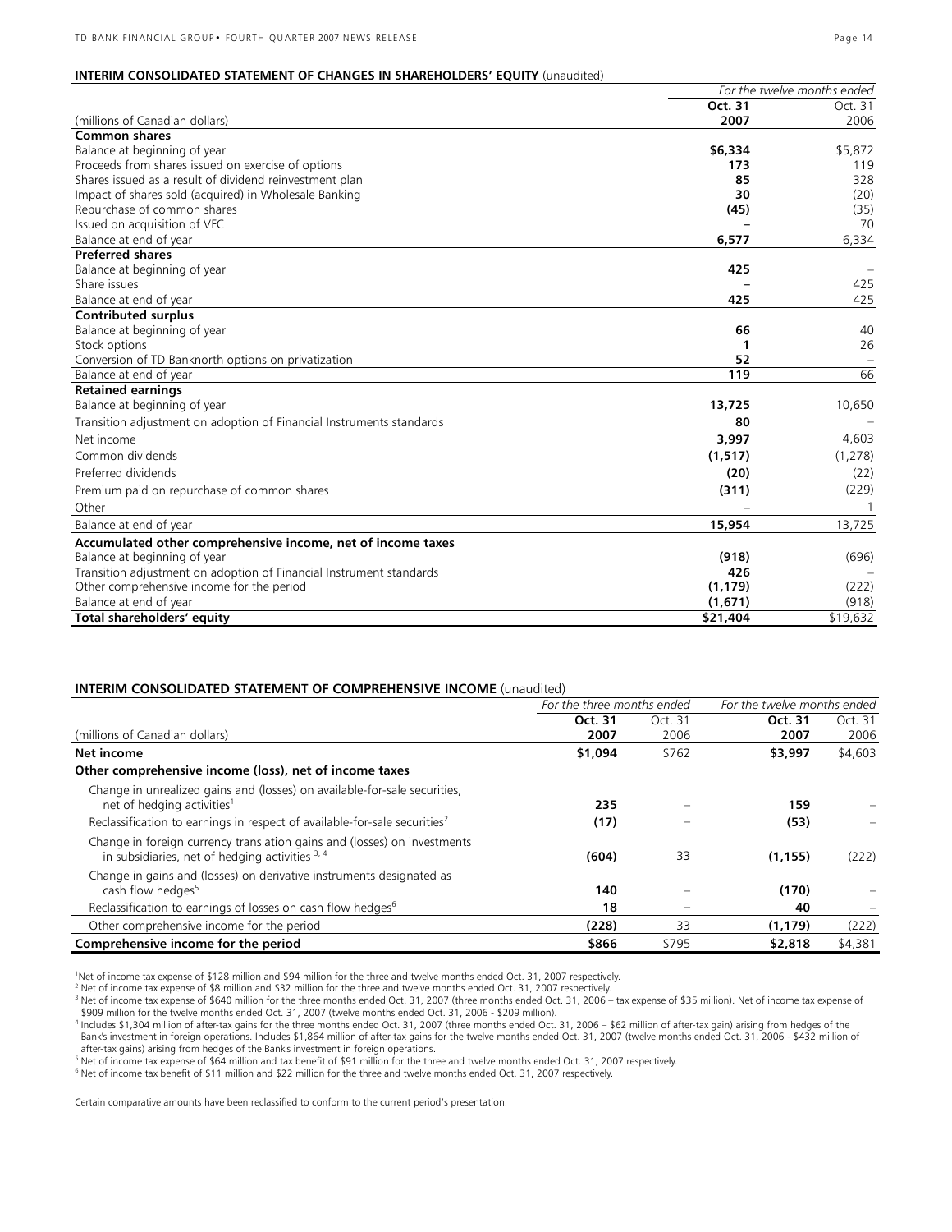**INTERIM CONSOLIDATED STATEMENT OF CHANGES IN SHAREHOLDERS' EQUITY** (unaudited)

| | *For the twelve months ended* | |
|---|---|---|
| | **Oct. 31** | Oct. 31 |
| (millions of Canadian dollars) | **2007** | 2006 |
| **Common shares** | | |
| Balance at beginning of year | **$6,334** | $5,872 |
| Proceeds from shares issued on exercise of options | **173** | 119 |
| Shares issued as a result of dividend reinvestment plan | **85** | 328 |
| Impact of shares sold (acquired) in Wholesale Banking | **30** | (20) |
| Repurchase of common shares | **(45)** | (35) |
| Issued on acquisition of VFC | **–** | 70 |
| Balance at end of year | **6,577** | 6,334 |
| **Preferred shares** | | |
| Balance at beginning of year | **425** | – |
| Share issues | **–** | 425 |
| Balance at end of year | **425** | 425 |
| **Contributed surplus** | | |
| Balance at beginning of year | **66** | 40 |
| Stock options | **1** | 26 |
| Conversion of TD Banknorth options on privatization | **52** | – |
| Balance at end of year | **119** | 66 |
| **Retained earnings** | | |
| Balance at beginning of year | **13,725** | 10,650 |
| Transition adjustment on adoption of Financial Instruments standards | **80** | – |
| Net income | **3,997** | 4,603 |
| Common dividends | **(1,517)** | (1,278) |
| Preferred dividends | **(20)** | (22) |
| Premium paid on repurchase of common shares | **(311)** | (229) |
| Other | **–** | 1 |
| Balance at end of year | **15,954** | 13,725 |
| **Accumulated other comprehensive income, net of income taxes** | | |
| Balance at beginning of year | **(918)** | (696) |
| Transition adjustment on adoption of Financial Instrument standards | **426** | – |
| Other comprehensive income for the period | **(1,179)** | (222) |
| Balance at end of year | **(1,671)** | (918) |
| **Total shareholders' equity** | **$21,404** | $19,632 |

**INTERIM CONSOLIDATED STATEMENT OF COMPREHENSIVE INCOME** (unaudited)

| | *For the three months ended* | | *For the twelve months ended* | |
|---|---|---|---|---|
| | **Oct. 31** | Oct. 31 | **Oct. 31** | Oct. 31 |
| (millions of Canadian dollars) | **2007** | 2006 | **2007** | 2006 |
| **Net income** | **$1,094** | $762 | **$3,997** | $4,603 |
| **Other comprehensive income (loss), net of income taxes** | | | | |
| Change in unrealized gains and (losses) on available-for-sale securities, net of hedging activities[1] | **235** | – | **159** | – |
| Reclassification to earnings in respect of available-for-sale securities[2] | **(17)** | – | **(53)** | – |
| Change in foreign currency translation gains and (losses) on investments in subsidiaries, net of hedging activities [3, 4] | **(604)** | 33 | **(1,155)** | (222) |
| Change in gains and (losses) on derivative instruments designated as cash flow hedges[5] | **140** | – | **(170)** | – |
| Reclassification to earnings of losses on cash flow hedges[6] | **18** | – | **40** | – |
| Other comprehensive income for the period | **(228)** | 33 | **(1,179)** | (222) |
| **Comprehensive income for the period** | **$866** | $795 | **$2,818** | $4,381 |

[1] Net of income tax expense of $128 million and $94 million for the three and twelve months ended Oct. 31, 2007 respectively.

[2] Net of income tax expense of $8 million and $32 million for the three and twelve months ended Oct. 31, 2007 respectively.

[3] Net of income tax expense of $640 million for the three months ended Oct. 31, 2007 (three months ended Oct. 31, 2006 – tax expense of $35 million). Net of income tax expense of $909 million for the twelve months ended Oct. 31, 2007 (twelve months ended Oct. 31, 2006 - $209 million).

[4] Includes $1,304 million of after-tax gains for the three months ended Oct. 31, 2007 (three months ended Oct. 31, 2006 – $62 million of after-tax gain) arising from hedges of the Bank's investment in foreign operations. Includes $1,864 million of after-tax gains for the twelve months ended Oct. 31, 2007 (twelve months ended Oct. 31, 2006 - $432 million of after-tax gains) arising from hedges of the Bank's investment in foreign operations.

[5] Net of income tax expense of $64 million and tax benefit of $91 million for the three and twelve months ended Oct. 31, 2007 respectively.

[6] Net of income tax benefit of $11 million and $22 million for the three and twelve months ended Oct. 31, 2007 respectively.

Certain comparative amounts have been reclassified to conform to the current period's presentation.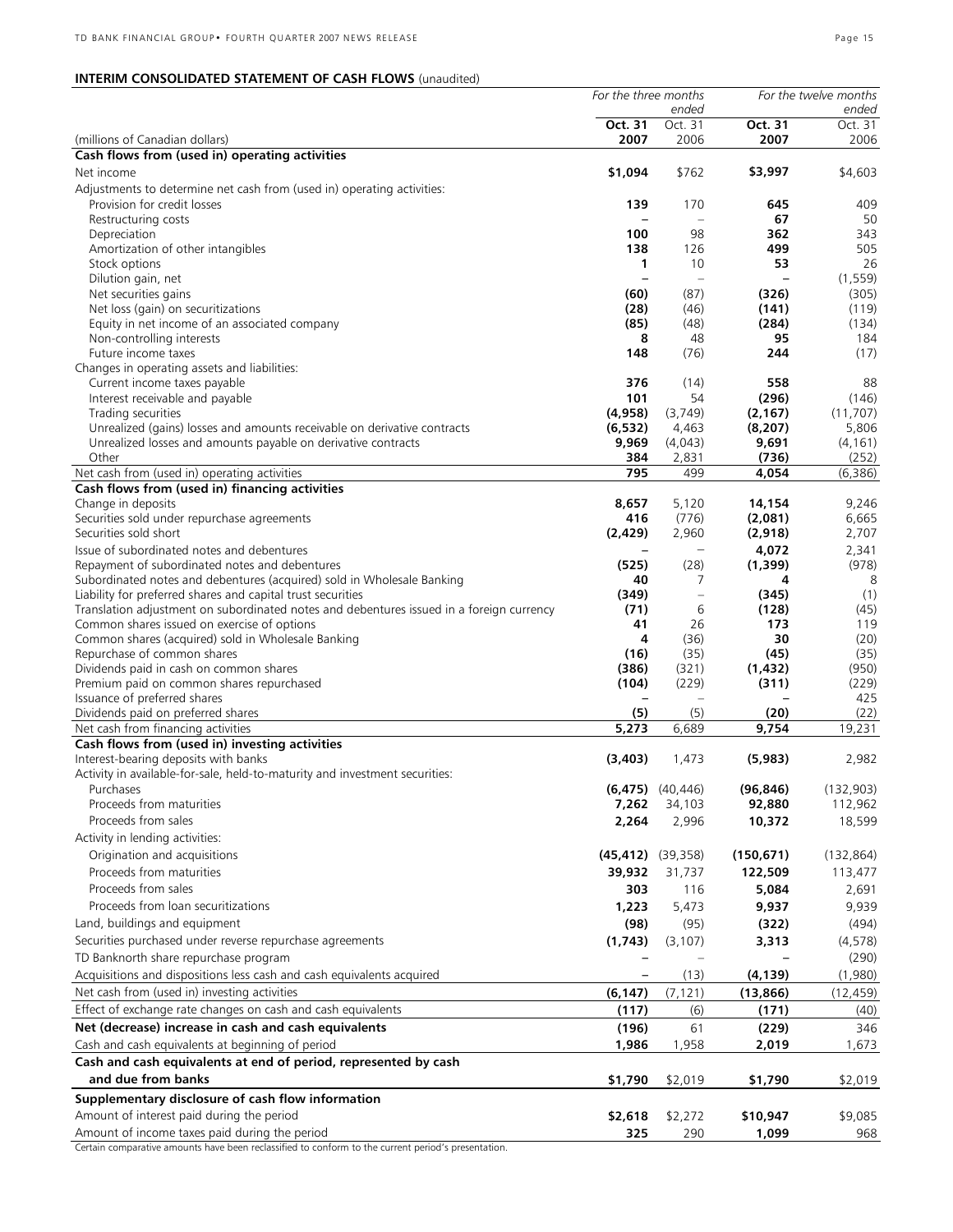## INTERIM CONSOLIDATED STATEMENT OF CASH FLOWS (unaudited)

| (millions of Canadian dollars) | For the three months ended Oct. 31 2007 | Oct. 31 2006 | For the twelve months ended Oct. 31 2007 | Oct. 31 2006 |
|---|---|---|---|---|
| **Cash flows from (used in) operating activities** | | | | |
| Net income | **$1,094** | $762 | **$3,997** | $4,603 |
| Adjustments to determine net cash from (used in) operating activities: | | | | |
| Provision for credit losses | **139** | 170 | **645** | 409 |
| Restructuring costs | **–** | – | **67** | 50 |
| Depreciation | **100** | 98 | **362** | 343 |
| Amortization of other intangibles | **138** | 126 | **499** | 505 |
| Stock options | **1** | 10 | **53** | 26 |
| Dilution gain, net | **–** | – | **–** | (1,559) |
| Net securities gains | **(60)** | (87) | **(326)** | (305) |
| Net loss (gain) on securitizations | **(28)** | (46) | **(141)** | (119) |
| Equity in net income of an associated company | **(85)** | (48) | **(284)** | (134) |
| Non-controlling interests | **8** | 48 | **95** | 184 |
| Future income taxes | **148** | (76) | **244** | (17) |
| Changes in operating assets and liabilities: | | | | |
| Current income taxes payable | **376** | (14) | **558** | 88 |
| Interest receivable and payable | **101** | 54 | **(296)** | (146) |
| Trading securities | **(4,958)** | (3,749) | **(2,167)** | (11,707) |
| Unrealized (gains) losses and amounts receivable on derivative contracts | **(6,532)** | 4,463 | **(8,207)** | 5,806 |
| Unrealized losses and amounts payable on derivative contracts | **9,969** | (4,043) | **9,691** | (4,161) |
| Other | **384** | 2,831 | **(736)** | (252) |
| Net cash from (used in) operating activities | **795** | 499 | **4,054** | (6,386) |
| **Cash flows from (used in) financing activities** | | | | |
| Change in deposits | **8,657** | 5,120 | **14,154** | 9,246 |
| Securities sold under repurchase agreements | **416** | (776) | **(2,081)** | 6,665 |
| Securities sold short | **(2,429)** | 2,960 | **(2,918)** | 2,707 |
| Issue of subordinated notes and debentures | **–** | – | **4,072** | 2,341 |
| Repayment of subordinated notes and debentures | **(525)** | (28) | **(1,399)** | (978) |
| Subordinated notes and debentures (acquired) sold in Wholesale Banking | **40** | 7 | **4** | 8 |
| Liability for preferred shares and capital trust securities | **(349)** | – | **(345)** | (1) |
| Translation adjustment on subordinated notes and debentures issued in a foreign currency | **(71)** | 6 | **(128)** | (45) |
| Common shares issued on exercise of options | **41** | 26 | **173** | 119 |
| Common shares (acquired) sold in Wholesale Banking | **4** | (36) | **30** | (20) |
| Repurchase of common shares | **(16)** | (35) | **(45)** | (35) |
| Dividends paid in cash on common shares | **(386)** | (321) | **(1,432)** | (950) |
| Premium paid on common shares repurchased | **(104)** | (229) | **(311)** | (229) |
| Issuance of preferred shares | **–** | – | **–** | 425 |
| Dividends paid on preferred shares | **(5)** | (5) | **(20)** | (22) |
| Net cash from financing activities | **5,273** | 6,689 | **9,754** | 19,231 |
| **Cash flows from (used in) investing activities** | | | | |
| Interest-bearing deposits with banks | **(3,403)** | 1,473 | **(5,983)** | 2,982 |
| Activity in available-for-sale, held-to-maturity and investment securities: | | | | |
| Purchases | **(6,475)** | (40,446) | **(96,846)** | (132,903) |
| Proceeds from maturities | **7,262** | 34,103 | **92,880** | 112,962 |
| Proceeds from sales | **2,264** | 2,996 | **10,372** | 18,599 |
| Activity in lending activities: | | | | |
| Origination and acquisitions | **(45,412)** | (39,358) | **(150,671)** | (132,864) |
| Proceeds from maturities | **39,932** | 31,737 | **122,509** | 113,477 |
| Proceeds from sales | **303** | 116 | **5,084** | 2,691 |
| Proceeds from loan securitizations | **1,223** | 5,473 | **9,937** | 9,939 |
| Land, buildings and equipment | **(98)** | (95) | **(322)** | (494) |
| Securities purchased under reverse repurchase agreements | **(1,743)** | (3,107) | **3,313** | (4,578) |
| TD Banknorth share repurchase program | **–** | – | **–** | (290) |
| Acquisitions and dispositions less cash and cash equivalents acquired | **–** | (13) | **(4,139)** | (1,980) |
| Net cash from (used in) investing activities | **(6,147)** | (7,121) | **(13,866)** | (12,459) |
| Effect of exchange rate changes on cash and cash equivalents | **(117)** | (6) | **(171)** | (40) |
| **Net (decrease) increase in cash and cash equivalents** | **(196)** | 61 | **(229)** | 346 |
| Cash and cash equivalents at beginning of period | **1,986** | 1,958 | **2,019** | 1,673 |
| **Cash and cash equivalents at end of period, represented by cash and due from banks** | **$1,790** | $2,019 | **$1,790** | $2,019 |
| **Supplementary disclosure of cash flow information** | | | | |
| Amount of interest paid during the period | **$2,618** | $2,272 | **$10,947** | $9,085 |
| Amount of income taxes paid during the period | **325** | 290 | **1,099** | 968 |

Certain comparative amounts have been reclassified to conform to the current period's presentation.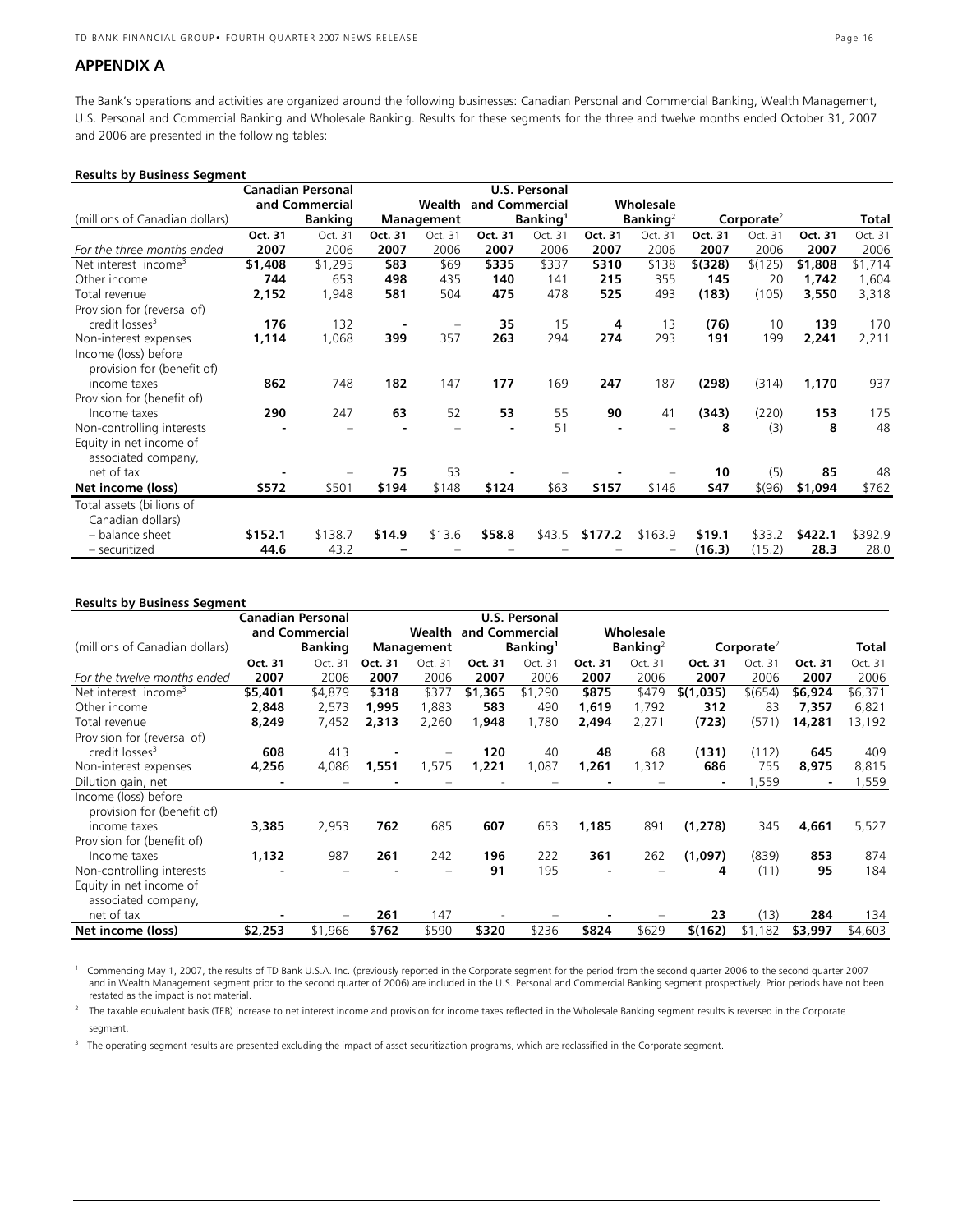## APPENDIX A

The Bank's operations and activities are organized around the following businesses: Canadian Personal and Commercial Banking, Wealth Management, U.S. Personal and Commercial Banking and Wholesale Banking. Results for these segments for the three and twelve months ended October 31, 2007 and 2006 are presented in the following tables:

**Results by Business Segment**

| (millions of Canadian dollars) | Canadian Personal and Commercial Banking | | Wealth Management | | U.S. Personal and Commercial Banking[1] | | Wholesale Banking[2] | | Corporate[2] | | Total | |
|---|---|---|---|---|---|---|---|---|---|---|---|---|
| *For the three months ended* | **Oct. 31 2007** | Oct. 31 2006 | **Oct. 31 2007** | Oct. 31 2006 | **Oct. 31 2007** | Oct. 31 2006 | **Oct. 31 2007** | Oct. 31 2006 | **Oct. 31 2007** | Oct. 31 2006 | **Oct. 31 2007** | Oct. 31 2006 |
| Net interest income[3] | **$1,408** | $1,295 | **$83** | $69 | **$335** | $337 | **$310** | $138 | **$(328)** | $(125) | **$1,808** | $1,714 |
| Other income | **744** | 653 | **498** | 435 | **140** | 141 | **215** | 355 | **145** | 20 | **1,742** | 1,604 |
| Total revenue | **2,152** | 1,948 | **581** | 504 | **475** | 478 | **525** | 493 | **(183)** | (105) | **3,550** | 3,318 |
| Provision for (reversal of) credit losses[3] | **176** | 132 | **-** | – | **35** | 15 | **4** | 13 | **(76)** | 10 | **139** | 170 |
| Non-interest expenses | **1,114** | 1,068 | **399** | 357 | **263** | 294 | **274** | 293 | **191** | 199 | **2,241** | 2,211 |
| Income (loss) before provision for (benefit of) income taxes | **862** | 748 | **182** | 147 | **177** | 169 | **247** | 187 | **(298)** | (314) | **1,170** | 937 |
| Provision for (benefit of) Income taxes | **290** | 247 | **63** | 52 | **53** | 55 | **90** | 41 | **(343)** | (220) | **153** | 175 |
| Non-controlling interests | **-** | – | **-** | – | **-** | 51 | **-** | – | **8** | (3) | **8** | 48 |
| Equity in net income of associated company, net of tax | **-** | – | **75** | 53 | **-** | – | **-** | – | **10** | (5) | **85** | 48 |
| **Net income (loss)** | **$572** | $501 | **$194** | $148 | **$124** | $63 | **$157** | $146 | **$47** | $(96) | **$1,094** | $762 |
| Total assets (billions of Canadian dollars) | | | | | | | | | | | | |
| – balance sheet | **$152.1** | $138.7 | **$14.9** | $13.6 | **$58.8** | $43.5 | **$177.2** | $163.9 | **$19.1** | $33.2 | **$422.1** | $392.9 |
| – securitized | **44.6** | 43.2 | **–** | – | – | – | – | – | **(16.3)** | (15.2) | **28.3** | 28.0 |

**Results by Business Segment**

| (millions of Canadian dollars) | Canadian Personal and Commercial Banking | | Wealth Management | | U.S. Personal and Commercial Banking[1] | | Wholesale Banking[2] | | Corporate[2] | | Total | |
|---|---|---|---|---|---|---|---|---|---|---|---|---|
| *For the twelve months ended* | **Oct. 31 2007** | Oct. 31 2006 | **Oct. 31 2007** | Oct. 31 2006 | **Oct. 31 2007** | Oct. 31 2006 | **Oct. 31 2007** | Oct. 31 2006 | **Oct. 31 2007** | Oct. 31 2006 | **Oct. 31 2007** | Oct. 31 2006 |
| Net interest income[3] | **$5,401** | $4,879 | **$318** | $377 | **$1,365** | $1,290 | **$875** | $479 | **$(1,035)** | $(654) | **$6,924** | $6,371 |
| Other income | **2,848** | 2,573 | **1,995** | 1,883 | **583** | 490 | **1,619** | 1,792 | **312** | 83 | **7,357** | 6,821 |
| Total revenue | **8,249** | 7,452 | **2,313** | 2,260 | **1,948** | 1,780 | **2,494** | 2,271 | **(723)** | (571) | **14,281** | 13,192 |
| Provision for (reversal of) credit losses[3] | **608** | 413 | **-** | – | **120** | 40 | **48** | 68 | **(131)** | (112) | **645** | 409 |
| Non-interest expenses | **4,256** | 4,086 | **1,551** | 1,575 | **1,221** | 1,087 | **1,261** | 1,312 | **686** | 755 | **8,975** | 8,815 |
| Dilution gain, net | **-** | – | **-** | – | - | – | **-** | – | **-** | 1,559 | **-** | 1,559 |
| Income (loss) before provision for (benefit of) income taxes | **3,385** | 2,953 | **762** | 685 | **607** | 653 | **1,185** | 891 | **(1,278)** | 345 | **4,661** | 5,527 |
| Provision for (benefit of) Income taxes | **1,132** | 987 | **261** | 242 | **196** | 222 | **361** | 262 | **(1,097)** | (839) | **853** | 874 |
| Non-controlling interests | **-** | – | **-** | – | **91** | 195 | **-** | – | **4** | (11) | **95** | 184 |
| Equity in net income of associated company, net of tax | **-** | – | **261** | 147 | - | – | **-** | – | **23** | (13) | **284** | 134 |
| **Net income (loss)** | **$2,253** | $1,966 | **$762** | $590 | **$320** | $236 | **$824** | $629 | **$(162)** | $1,182 | **$3,997** | $4,603 |

[1] Commencing May 1, 2007, the results of TD Bank U.S.A. Inc. (previously reported in the Corporate segment for the period from the second quarter 2006 to the second quarter 2007 and in Wealth Management segment prior to the second quarter of 2006) are included in the U.S. Personal and Commercial Banking segment prospectively. Prior periods have not been restated as the impact is not material.

[2] The taxable equivalent basis (TEB) increase to net interest income and provision for income taxes reflected in the Wholesale Banking segment results is reversed in the Corporate segment.

[3] The operating segment results are presented excluding the impact of asset securitization programs, which are reclassified in the Corporate segment.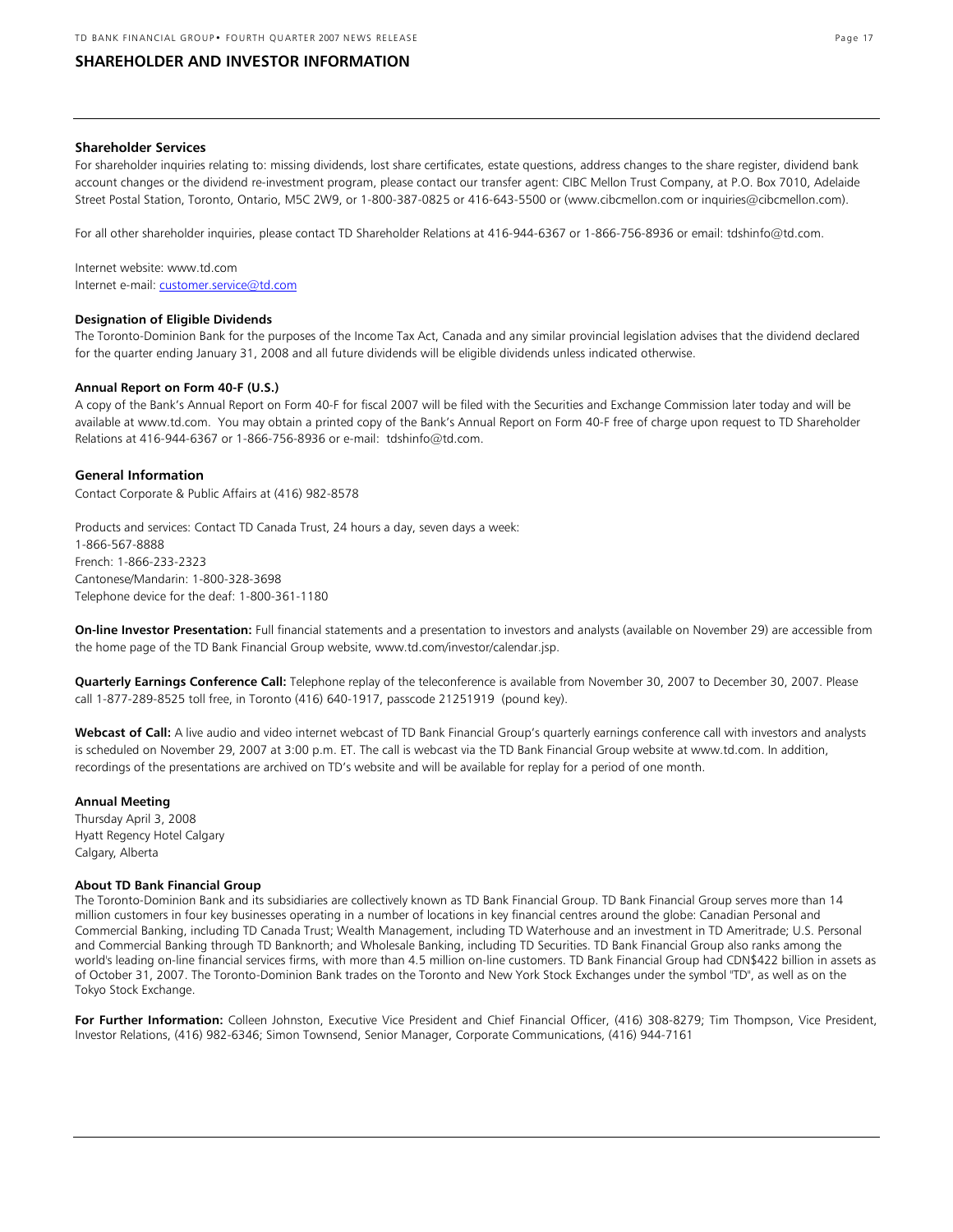## SHAREHOLDER AND INVESTOR INFORMATION

### Shareholder Services

For shareholder inquiries relating to: missing dividends, lost share certificates, estate questions, address changes to the share register, dividend bank account changes or the dividend re-investment program, please contact our transfer agent: CIBC Mellon Trust Company, at P.O. Box 7010, Adelaide Street Postal Station, Toronto, Ontario, M5C 2W9, or 1-800-387-0825 or 416-643-5500 or (www.cibcmellon.com or inquiries@cibcmellon.com).

For all other shareholder inquiries, please contact TD Shareholder Relations at 416-944-6367 or 1-866-756-8936 or email: tdshinfo@td.com.

Internet website: www.td.com
Internet e-mail: customer.service@td.com

**Designation of Eligible Dividends**

The Toronto-Dominion Bank for the purposes of the Income Tax Act, Canada and any similar provincial legislation advises that the dividend declared for the quarter ending January 31, 2008 and all future dividends will be eligible dividends unless indicated otherwise.

**Annual Report on Form 40-F (U.S.)**

A copy of the Bank's Annual Report on Form 40-F for fiscal 2007 will be filed with the Securities and Exchange Commission later today and will be available at www.td.com. You may obtain a printed copy of the Bank's Annual Report on Form 40-F free of charge upon request to TD Shareholder Relations at 416-944-6367 or 1-866-756-8936 or e-mail: tdshinfo@td.com.

### General Information

Contact Corporate & Public Affairs at (416) 982-8578

Products and services: Contact TD Canada Trust, 24 hours a day, seven days a week:
1-866-567-8888
French: 1-866-233-2323
Cantonese/Mandarin: 1-800-328-3698
Telephone device for the deaf: 1-800-361-1180

**On-line Investor Presentation:** Full financial statements and a presentation to investors and analysts (available on November 29) are accessible from the home page of the TD Bank Financial Group website, www.td.com/investor/calendar.jsp.

**Quarterly Earnings Conference Call:** Telephone replay of the teleconference is available from November 30, 2007 to December 30, 2007. Please call 1-877-289-8525 toll free, in Toronto (416) 640-1917, passcode 21251919 (pound key).

**Webcast of Call:** A live audio and video internet webcast of TD Bank Financial Group's quarterly earnings conference call with investors and analysts is scheduled on November 29, 2007 at 3:00 p.m. ET. The call is webcast via the TD Bank Financial Group website at www.td.com. In addition, recordings of the presentations are archived on TD's website and will be available for replay for a period of one month.

**Annual Meeting**

Thursday April 3, 2008
Hyatt Regency Hotel Calgary
Calgary, Alberta

**About TD Bank Financial Group**

The Toronto-Dominion Bank and its subsidiaries are collectively known as TD Bank Financial Group. TD Bank Financial Group serves more than 14 million customers in four key businesses operating in a number of locations in key financial centres around the globe: Canadian Personal and Commercial Banking, including TD Canada Trust; Wealth Management, including TD Waterhouse and an investment in TD Ameritrade; U.S. Personal and Commercial Banking through TD Banknorth; and Wholesale Banking, including TD Securities. TD Bank Financial Group also ranks among the world's leading on-line financial services firms, with more than 4.5 million on-line customers. TD Bank Financial Group had CDN$422 billion in assets as of October 31, 2007. The Toronto-Dominion Bank trades on the Toronto and New York Stock Exchanges under the symbol "TD", as well as on the Tokyo Stock Exchange.

**For Further Information:** Colleen Johnston, Executive Vice President and Chief Financial Officer, (416) 308-8279; Tim Thompson, Vice President, Investor Relations, (416) 982-6346; Simon Townsend, Senior Manager, Corporate Communications, (416) 944-7161